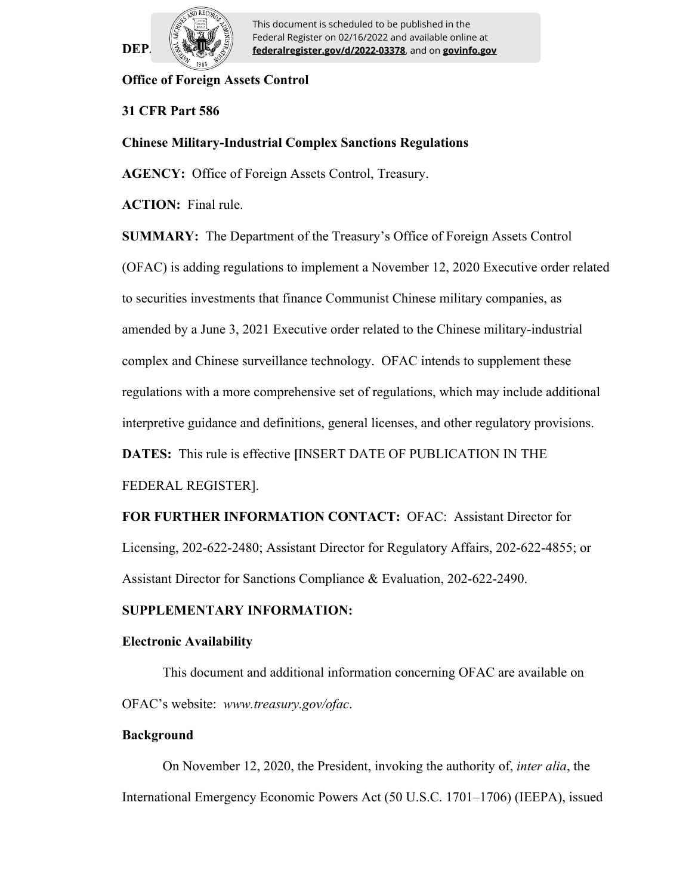**DEPARTMENT OF THE TREASURY**

This document is scheduled to be published in the Federal Register on 02/16/2022 and available online at **federalregister.gov/d/2022-03378**, and on **govinfo.gov**

**Office of Foreign Assets Control**

**31 CFR Part 586**

**Chinese Military-Industrial Complex Sanctions Regulations**

**AGENCY:** Office of Foreign Assets Control, Treasury.

**ACTION:** Final rule.

**SUMMARY:** The Department of the Treasury's Office of Foreign Assets Control (OFAC) is adding regulations to implement a November 12, 2020 Executive order related to securities investments that finance Communist Chinese military companies, as amended by a June 3, 2021 Executive order related to the Chinese military-industrial complex and Chinese surveillance technology. OFAC intends to supplement these regulations with a more comprehensive set of regulations, which may include additional interpretive guidance and definitions, general licenses, and other regulatory provisions.

**DATES:** This rule is effective **[**INSERT DATE OF PUBLICATION IN THE FEDERAL REGISTER].

**FOR FURTHER INFORMATION CONTACT:** OFAC: Assistant Director for Licensing, 202-622-2480; Assistant Director for Regulatory Affairs, 202-622-4855; or Assistant Director for Sanctions Compliance & Evaluation, 202-622-2490.

**SUPPLEMENTARY INFORMATION:**

**Electronic Availability**

This document and additional information concerning OFAC are available on OFAC's website: *www.treasury.gov/ofac*.

**Background**

On November 12, 2020, the President, invoking the authority of, *inter alia*, the International Emergency Economic Powers Act (50 U.S.C. 1701–1706) (IEEPA), issued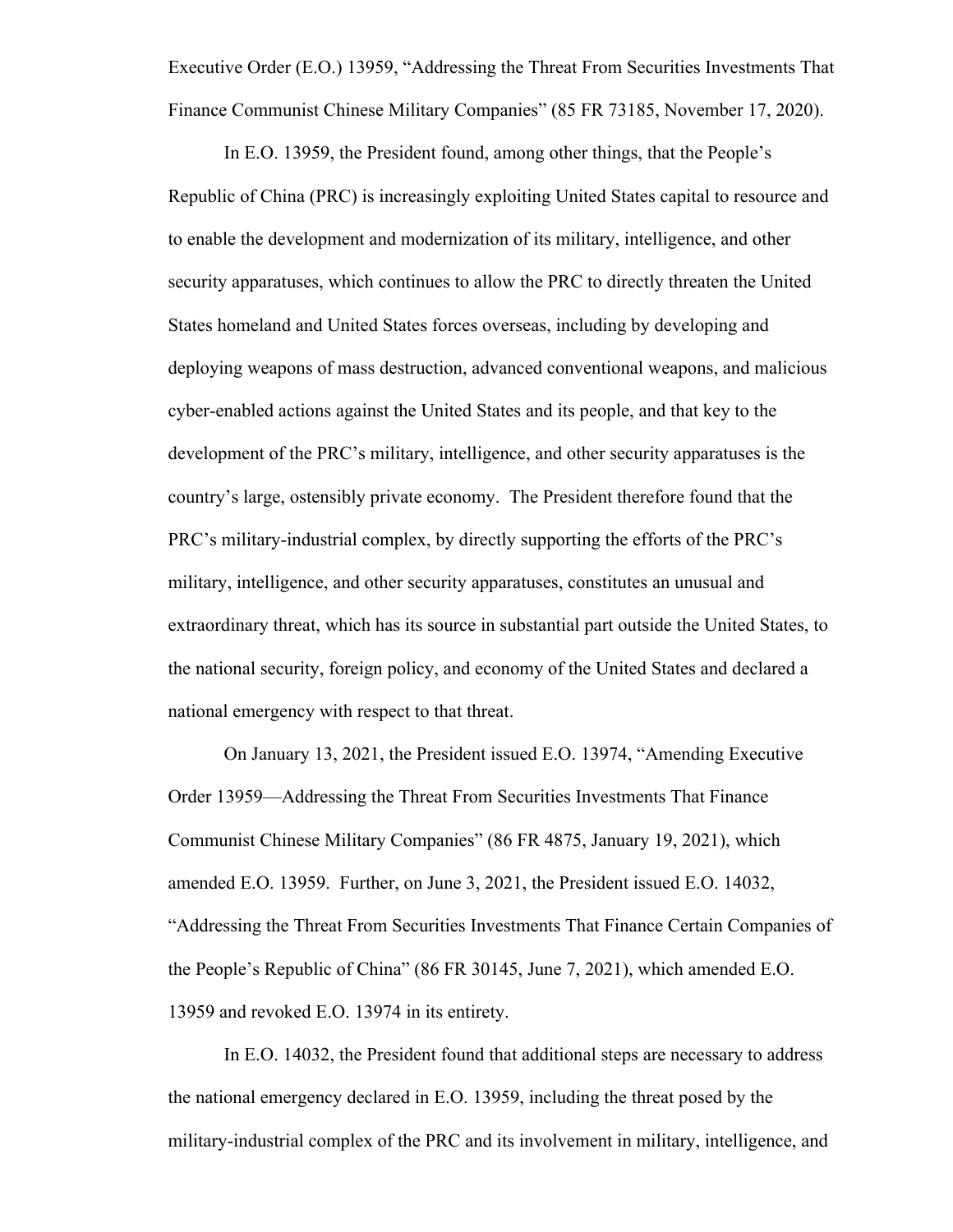Executive Order (E.O.) 13959, "Addressing the Threat From Securities Investments That Finance Communist Chinese Military Companies" (85 FR 73185, November 17, 2020).

In E.O. 13959, the President found, among other things, that the People's Republic of China (PRC) is increasingly exploiting United States capital to resource and to enable the development and modernization of its military, intelligence, and other security apparatuses, which continues to allow the PRC to directly threaten the United States homeland and United States forces overseas, including by developing and deploying weapons of mass destruction, advanced conventional weapons, and malicious cyber-enabled actions against the United States and its people, and that key to the development of the PRC's military, intelligence, and other security apparatuses is the country's large, ostensibly private economy. The President therefore found that the PRC's military-industrial complex, by directly supporting the efforts of the PRC's military, intelligence, and other security apparatuses, constitutes an unusual and extraordinary threat, which has its source in substantial part outside the United States, to the national security, foreign policy, and economy of the United States and declared a national emergency with respect to that threat.

On January 13, 2021, the President issued E.O. 13974, "Amending Executive Order 13959—Addressing the Threat From Securities Investments That Finance Communist Chinese Military Companies" (86 FR 4875, January 19, 2021), which amended E.O. 13959. Further, on June 3, 2021, the President issued E.O. 14032, "Addressing the Threat From Securities Investments That Finance Certain Companies of the People's Republic of China" (86 FR 30145, June 7, 2021), which amended E.O. 13959 and revoked E.O. 13974 in its entirety.

In E.O. 14032, the President found that additional steps are necessary to address the national emergency declared in E.O. 13959, including the threat posed by the military-industrial complex of the PRC and its involvement in military, intelligence, and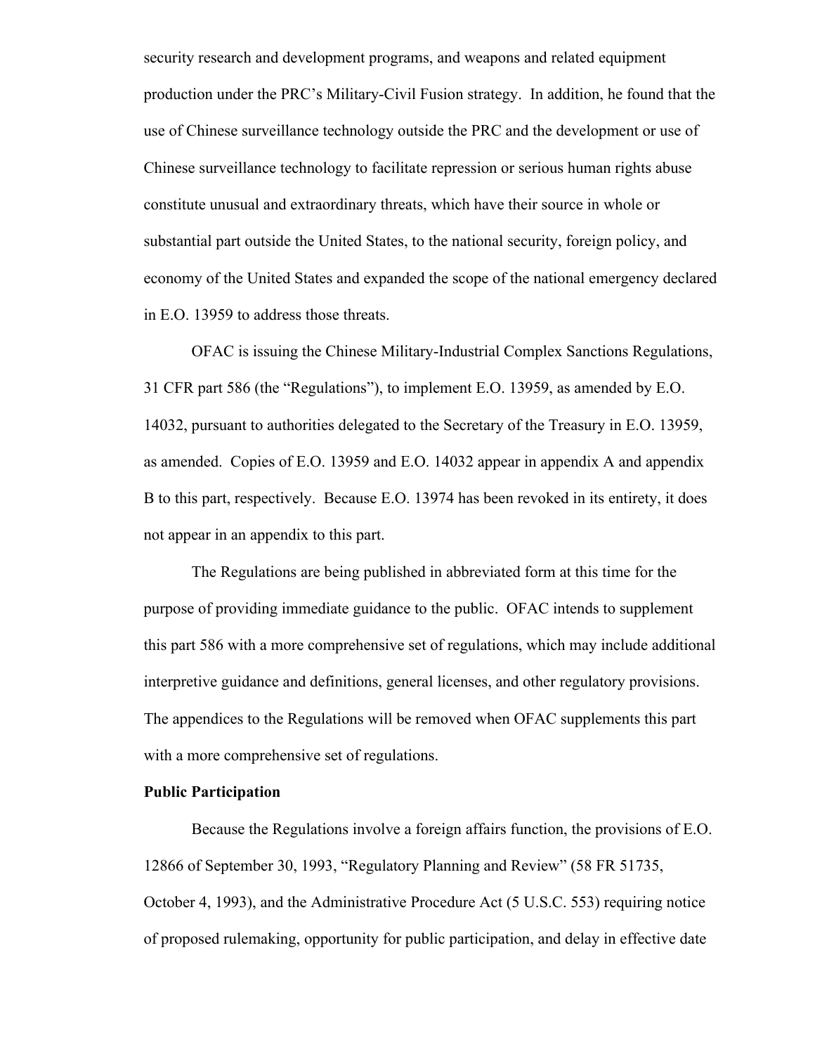security research and development programs, and weapons and related equipment production under the PRC's Military-Civil Fusion strategy. In addition, he found that the use of Chinese surveillance technology outside the PRC and the development or use of Chinese surveillance technology to facilitate repression or serious human rights abuse constitute unusual and extraordinary threats, which have their source in whole or substantial part outside the United States, to the national security, foreign policy, and economy of the United States and expanded the scope of the national emergency declared in E.O. 13959 to address those threats.

OFAC is issuing the Chinese Military-Industrial Complex Sanctions Regulations, 31 CFR part 586 (the "Regulations"), to implement E.O. 13959, as amended by E.O. 14032, pursuant to authorities delegated to the Secretary of the Treasury in E.O. 13959, as amended. Copies of E.O. 13959 and E.O. 14032 appear in appendix A and appendix B to this part, respectively. Because E.O. 13974 has been revoked in its entirety, it does not appear in an appendix to this part.

The Regulations are being published in abbreviated form at this time for the purpose of providing immediate guidance to the public. OFAC intends to supplement this part 586 with a more comprehensive set of regulations, which may include additional interpretive guidance and definitions, general licenses, and other regulatory provisions. The appendices to the Regulations will be removed when OFAC supplements this part with a more comprehensive set of regulations.

**Public Participation**

Because the Regulations involve a foreign affairs function, the provisions of E.O. 12866 of September 30, 1993, "Regulatory Planning and Review" (58 FR 51735, October 4, 1993), and the Administrative Procedure Act (5 U.S.C. 553) requiring notice of proposed rulemaking, opportunity for public participation, and delay in effective date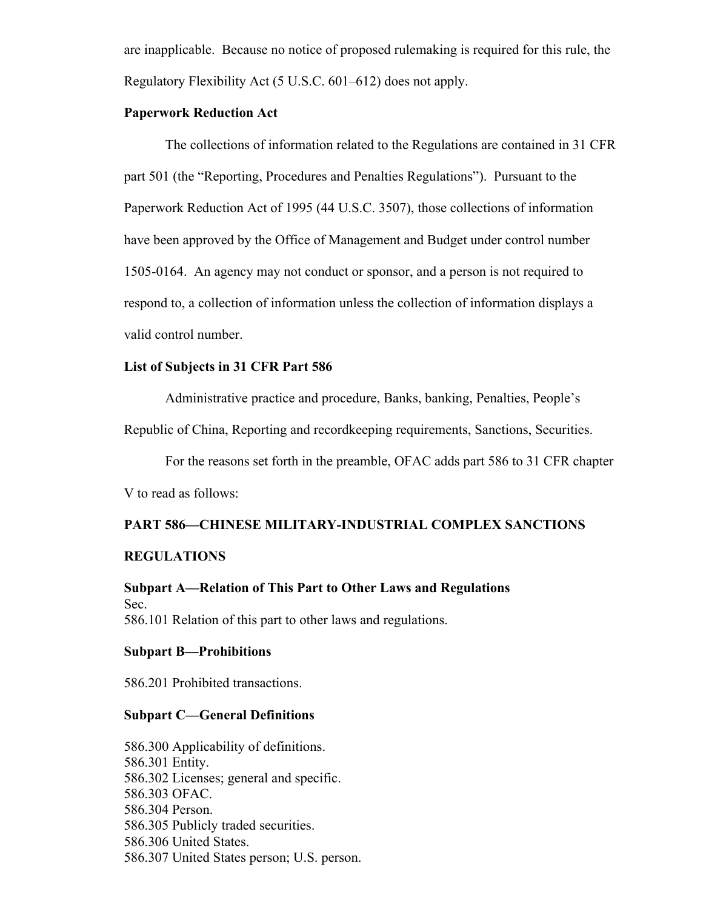are inapplicable. Because no notice of proposed rulemaking is required for this rule, the Regulatory Flexibility Act (5 U.S.C. 601–612) does not apply.

**Paperwork Reduction Act**

The collections of information related to the Regulations are contained in 31 CFR part 501 (the "Reporting, Procedures and Penalties Regulations"). Pursuant to the Paperwork Reduction Act of 1995 (44 U.S.C. 3507), those collections of information have been approved by the Office of Management and Budget under control number 1505-0164. An agency may not conduct or sponsor, and a person is not required to respond to, a collection of information unless the collection of information displays a valid control number.

**List of Subjects in 31 CFR Part 586**

Administrative practice and procedure, Banks, banking, Penalties, People's Republic of China, Reporting and recordkeeping requirements, Sanctions, Securities.

For the reasons set forth in the preamble, OFAC adds part 586 to 31 CFR chapter V to read as follows:

**PART 586—CHINESE MILITARY-INDUSTRIAL COMPLEX SANCTIONS REGULATIONS**

**Subpart A—Relation of This Part to Other Laws and Regulations**

Sec.
586.101 Relation of this part to other laws and regulations.

**Subpart B—Prohibitions**

586.201 Prohibited transactions.

**Subpart C—General Definitions**

586.300 Applicability of definitions.
586.301 Entity.
586.302 Licenses; general and specific.
586.303 OFAC.
586.304 Person.
586.305 Publicly traded securities.
586.306 United States.
586.307 United States person; U.S. person.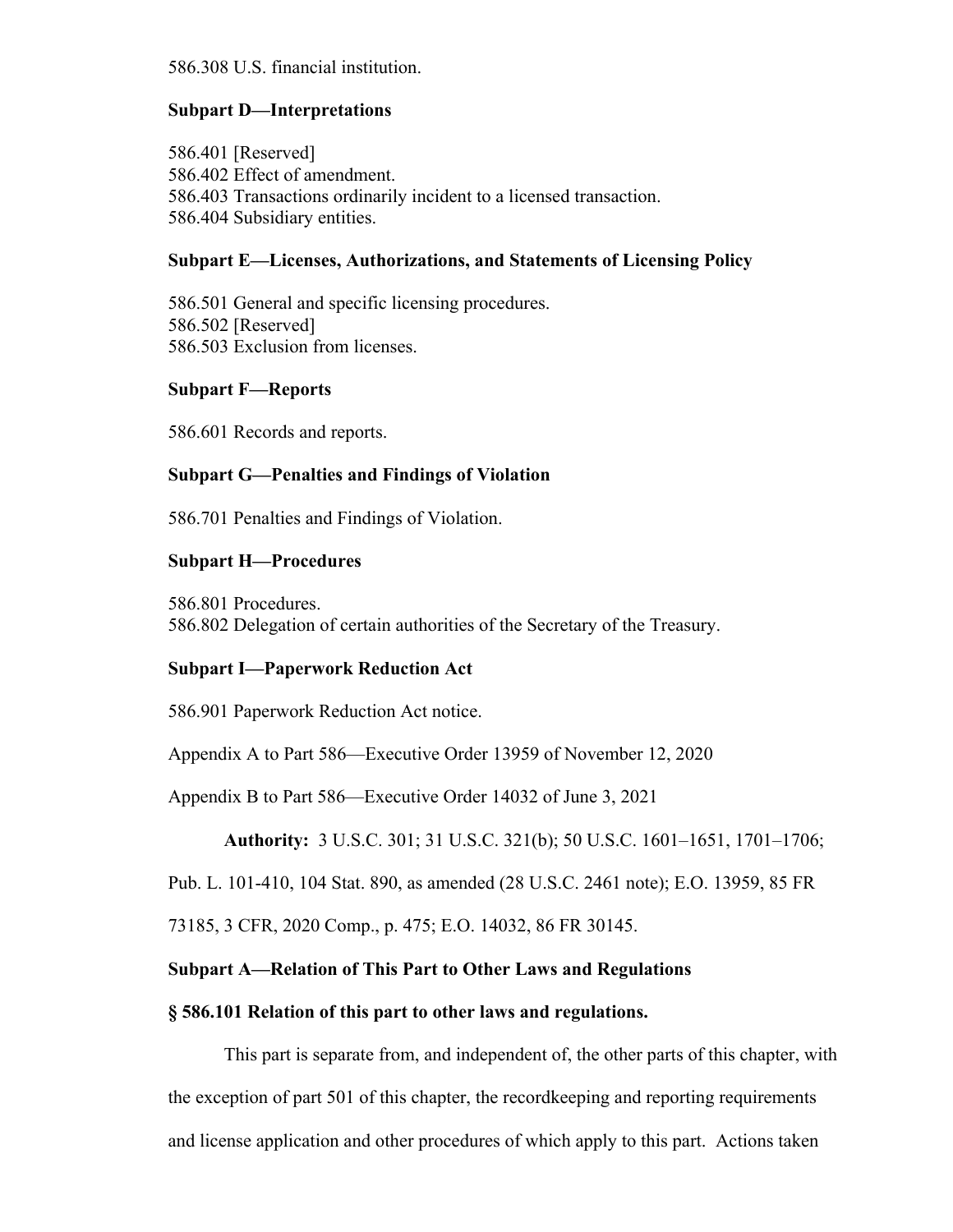586.308 U.S. financial institution.

**Subpart D—Interpretations**

586.401 [Reserved]
586.402 Effect of amendment.
586.403 Transactions ordinarily incident to a licensed transaction.
586.404 Subsidiary entities.

**Subpart E—Licenses, Authorizations, and Statements of Licensing Policy**

586.501 General and specific licensing procedures.
586.502 [Reserved]
586.503 Exclusion from licenses.

**Subpart F—Reports**

586.601 Records and reports.

**Subpart G—Penalties and Findings of Violation**

586.701 Penalties and Findings of Violation.

**Subpart H—Procedures**

586.801 Procedures.
586.802 Delegation of certain authorities of the Secretary of the Treasury.

**Subpart I—Paperwork Reduction Act**

586.901 Paperwork Reduction Act notice.

Appendix A to Part 586—Executive Order 13959 of November 12, 2020

Appendix B to Part 586—Executive Order 14032 of June 3, 2021

**Authority:** 3 U.S.C. 301; 31 U.S.C. 321(b); 50 U.S.C. 1601–1651, 1701–1706; Pub. L. 101-410, 104 Stat. 890, as amended (28 U.S.C. 2461 note); E.O. 13959, 85 FR 73185, 3 CFR, 2020 Comp., p. 475; E.O. 14032, 86 FR 30145.

**Subpart A—Relation of This Part to Other Laws and Regulations**

**§ 586.101 Relation of this part to other laws and regulations.**

This part is separate from, and independent of, the other parts of this chapter, with the exception of part 501 of this chapter, the recordkeeping and reporting requirements and license application and other procedures of which apply to this part. Actions taken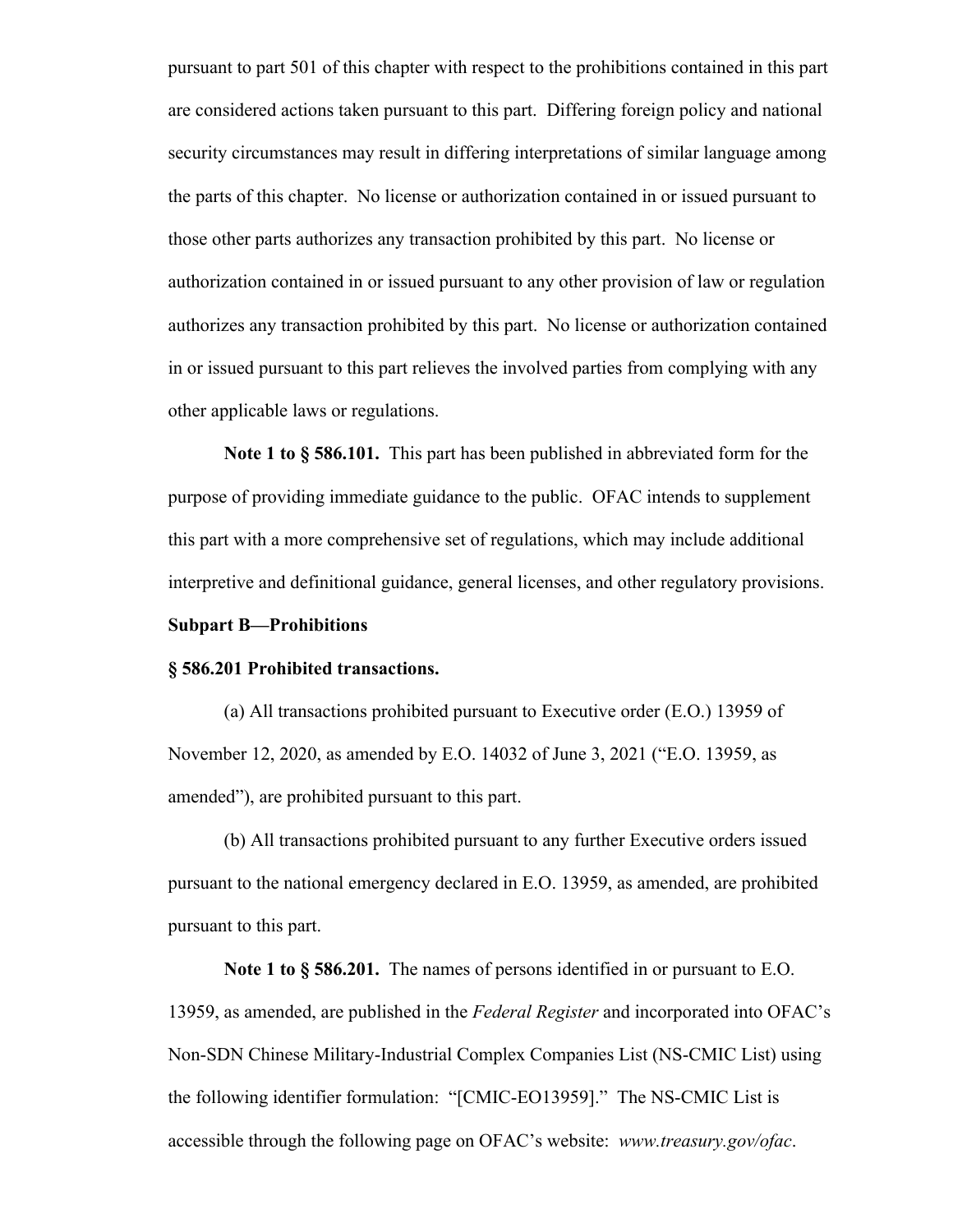pursuant to part 501 of this chapter with respect to the prohibitions contained in this part are considered actions taken pursuant to this part. Differing foreign policy and national security circumstances may result in differing interpretations of similar language among the parts of this chapter. No license or authorization contained in or issued pursuant to those other parts authorizes any transaction prohibited by this part. No license or authorization contained in or issued pursuant to any other provision of law or regulation authorizes any transaction prohibited by this part. No license or authorization contained in or issued pursuant to this part relieves the involved parties from complying with any other applicable laws or regulations.

**Note 1 to § 586.101.** This part has been published in abbreviated form for the purpose of providing immediate guidance to the public. OFAC intends to supplement this part with a more comprehensive set of regulations, which may include additional interpretive and definitional guidance, general licenses, and other regulatory provisions.

**Subpart B—Prohibitions**

**§ 586.201 Prohibited transactions.**

(a) All transactions prohibited pursuant to Executive order (E.O.) 13959 of November 12, 2020, as amended by E.O. 14032 of June 3, 2021 ("E.O. 13959, as amended"), are prohibited pursuant to this part.

(b) All transactions prohibited pursuant to any further Executive orders issued pursuant to the national emergency declared in E.O. 13959, as amended, are prohibited pursuant to this part.

**Note 1 to § 586.201.** The names of persons identified in or pursuant to E.O. 13959, as amended, are published in the *Federal Register* and incorporated into OFAC's Non-SDN Chinese Military-Industrial Complex Companies List (NS-CMIC List) using the following identifier formulation: "[CMIC-EO13959]." The NS-CMIC List is accessible through the following page on OFAC's website: *www.treasury.gov/ofac*.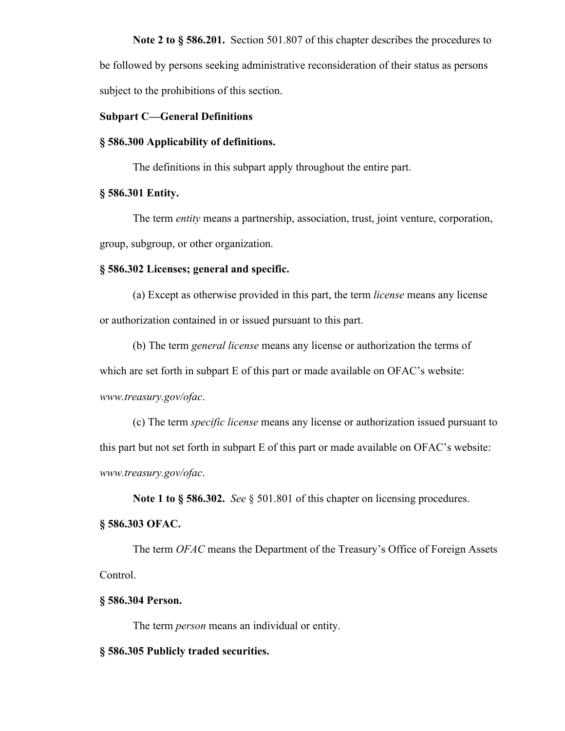**Note 2 to § 586.201.** Section 501.807 of this chapter describes the procedures to be followed by persons seeking administrative reconsideration of their status as persons subject to the prohibitions of this section.

## Subpart C—General Definitions

### § 586.300 Applicability of definitions.

The definitions in this subpart apply throughout the entire part.

### § 586.301 Entity.

The term *entity* means a partnership, association, trust, joint venture, corporation, group, subgroup, or other organization.

### § 586.302 Licenses; general and specific.

(a) Except as otherwise provided in this part, the term *license* means any license or authorization contained in or issued pursuant to this part.

(b) The term *general license* means any license or authorization the terms of which are set forth in subpart E of this part or made available on OFAC's website: *www.treasury.gov/ofac*.

(c) The term *specific license* means any license or authorization issued pursuant to this part but not set forth in subpart E of this part or made available on OFAC's website: *www.treasury.gov/ofac*.

**Note 1 to § 586.302.** *See* § 501.801 of this chapter on licensing procedures.

### § 586.303 OFAC.

The term *OFAC* means the Department of the Treasury's Office of Foreign Assets Control.

### § 586.304 Person.

The term *person* means an individual or entity.

### § 586.305 Publicly traded securities.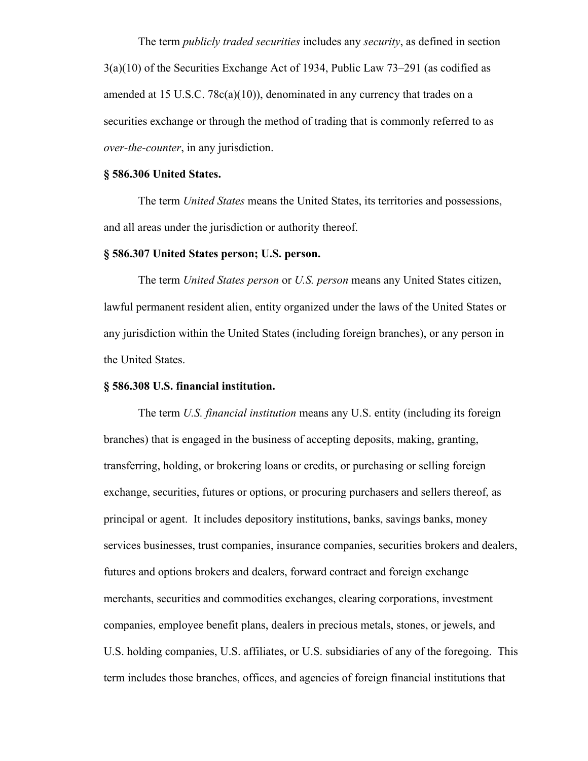The term *publicly traded securities* includes any *security*, as defined in section 3(a)(10) of the Securities Exchange Act of 1934, Public Law 73–291 (as codified as amended at 15 U.S.C. 78c(a)(10)), denominated in any currency that trades on a securities exchange or through the method of trading that is commonly referred to as *over-the-counter*, in any jurisdiction.

**§ 586.306 United States.**

The term *United States* means the United States, its territories and possessions, and all areas under the jurisdiction or authority thereof.

**§ 586.307 United States person; U.S. person.**

The term *United States person* or *U.S. person* means any United States citizen, lawful permanent resident alien, entity organized under the laws of the United States or any jurisdiction within the United States (including foreign branches), or any person in the United States.

**§ 586.308 U.S. financial institution.**

The term *U.S. financial institution* means any U.S. entity (including its foreign branches) that is engaged in the business of accepting deposits, making, granting, transferring, holding, or brokering loans or credits, or purchasing or selling foreign exchange, securities, futures or options, or procuring purchasers and sellers thereof, as principal or agent. It includes depository institutions, banks, savings banks, money services businesses, trust companies, insurance companies, securities brokers and dealers, futures and options brokers and dealers, forward contract and foreign exchange merchants, securities and commodities exchanges, clearing corporations, investment companies, employee benefit plans, dealers in precious metals, stones, or jewels, and U.S. holding companies, U.S. affiliates, or U.S. subsidiaries of any of the foregoing. This term includes those branches, offices, and agencies of foreign financial institutions that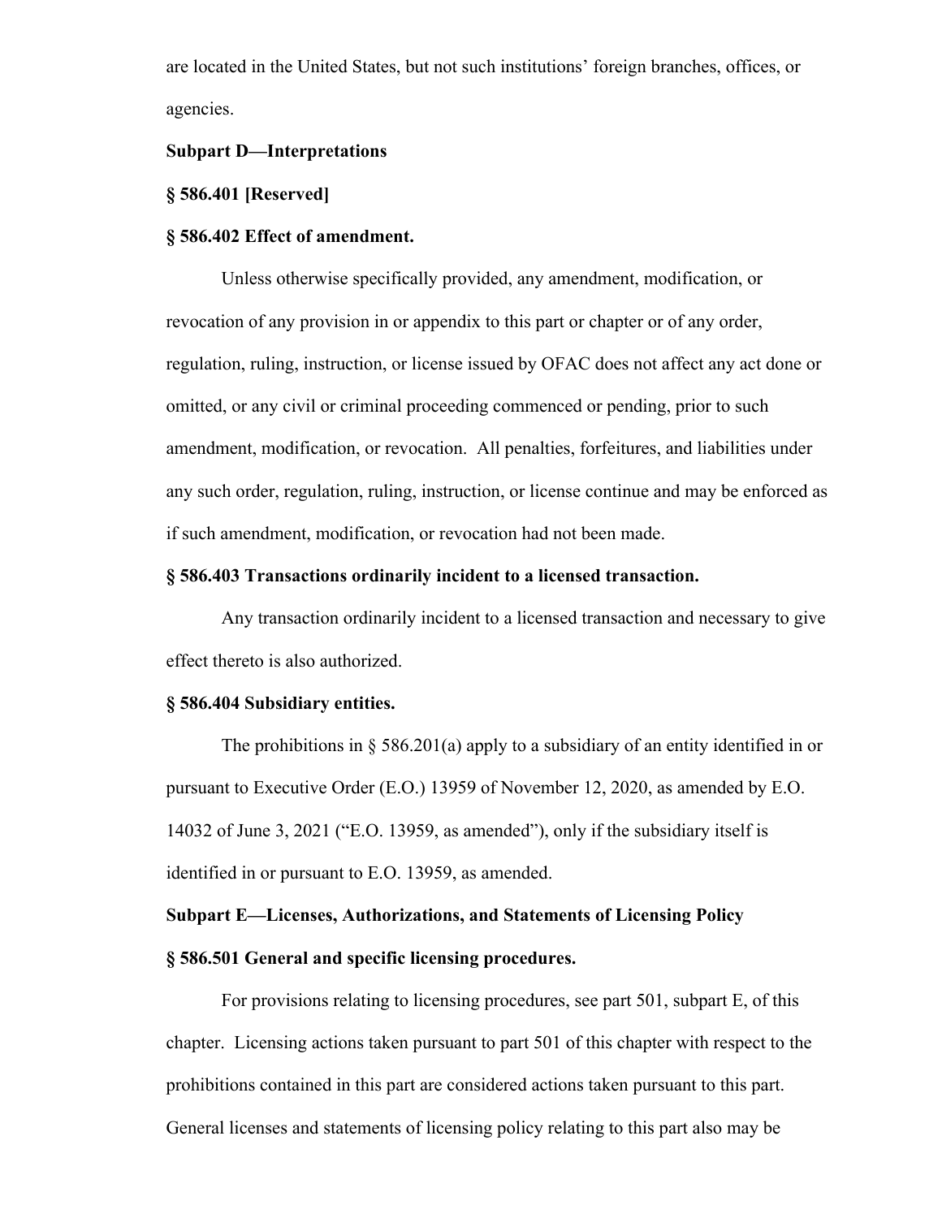are located in the United States, but not such institutions' foreign branches, offices, or agencies.

## Subpart D—Interpretations

### § 586.401 [Reserved]

### § 586.402 Effect of amendment.

Unless otherwise specifically provided, any amendment, modification, or revocation of any provision in or appendix to this part or chapter or of any order, regulation, ruling, instruction, or license issued by OFAC does not affect any act done or omitted, or any civil or criminal proceeding commenced or pending, prior to such amendment, modification, or revocation. All penalties, forfeitures, and liabilities under any such order, regulation, ruling, instruction, or license continue and may be enforced as if such amendment, modification, or revocation had not been made.

### § 586.403 Transactions ordinarily incident to a licensed transaction.

Any transaction ordinarily incident to a licensed transaction and necessary to give effect thereto is also authorized.

### § 586.404 Subsidiary entities.

The prohibitions in § 586.201(a) apply to a subsidiary of an entity identified in or pursuant to Executive Order (E.O.) 13959 of November 12, 2020, as amended by E.O. 14032 of June 3, 2021 ("E.O. 13959, as amended"), only if the subsidiary itself is identified in or pursuant to E.O. 13959, as amended.

## Subpart E—Licenses, Authorizations, and Statements of Licensing Policy

### § 586.501 General and specific licensing procedures.

For provisions relating to licensing procedures, see part 501, subpart E, of this chapter. Licensing actions taken pursuant to part 501 of this chapter with respect to the prohibitions contained in this part are considered actions taken pursuant to this part. General licenses and statements of licensing policy relating to this part also may be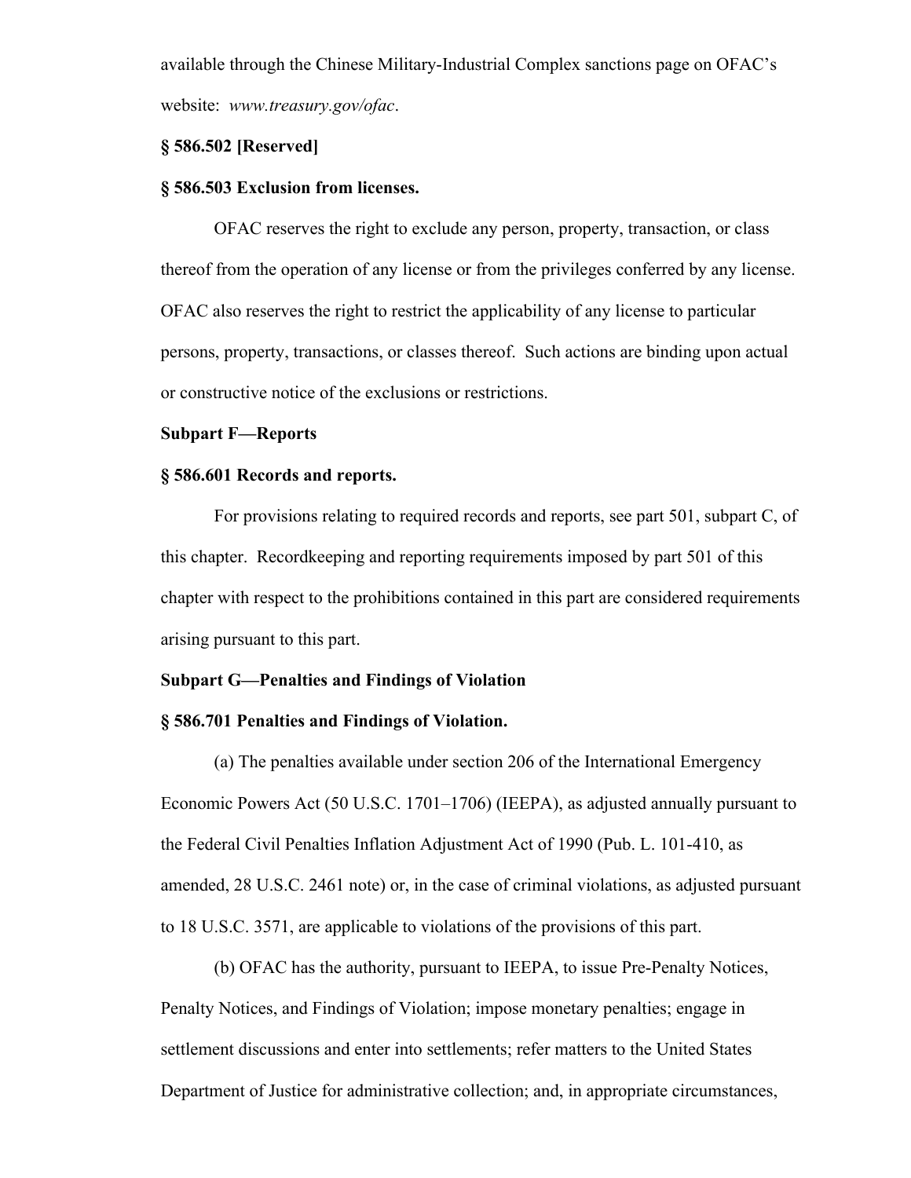available through the Chinese Military-Industrial Complex sanctions page on OFAC's website: *www.treasury.gov/ofac*.

**§ 586.502 [Reserved]**

**§ 586.503 Exclusion from licenses.**

OFAC reserves the right to exclude any person, property, transaction, or class thereof from the operation of any license or from the privileges conferred by any license. OFAC also reserves the right to restrict the applicability of any license to particular persons, property, transactions, or classes thereof. Such actions are binding upon actual or constructive notice of the exclusions or restrictions.

**Subpart F—Reports**

**§ 586.601 Records and reports.**

For provisions relating to required records and reports, see part 501, subpart C, of this chapter. Recordkeeping and reporting requirements imposed by part 501 of this chapter with respect to the prohibitions contained in this part are considered requirements arising pursuant to this part.

**Subpart G—Penalties and Findings of Violation**

**§ 586.701 Penalties and Findings of Violation.**

(a) The penalties available under section 206 of the International Emergency Economic Powers Act (50 U.S.C. 1701–1706) (IEEPA), as adjusted annually pursuant to the Federal Civil Penalties Inflation Adjustment Act of 1990 (Pub. L. 101-410, as amended, 28 U.S.C. 2461 note) or, in the case of criminal violations, as adjusted pursuant to 18 U.S.C. 3571, are applicable to violations of the provisions of this part.

(b) OFAC has the authority, pursuant to IEEPA, to issue Pre-Penalty Notices, Penalty Notices, and Findings of Violation; impose monetary penalties; engage in settlement discussions and enter into settlements; refer matters to the United States Department of Justice for administrative collection; and, in appropriate circumstances,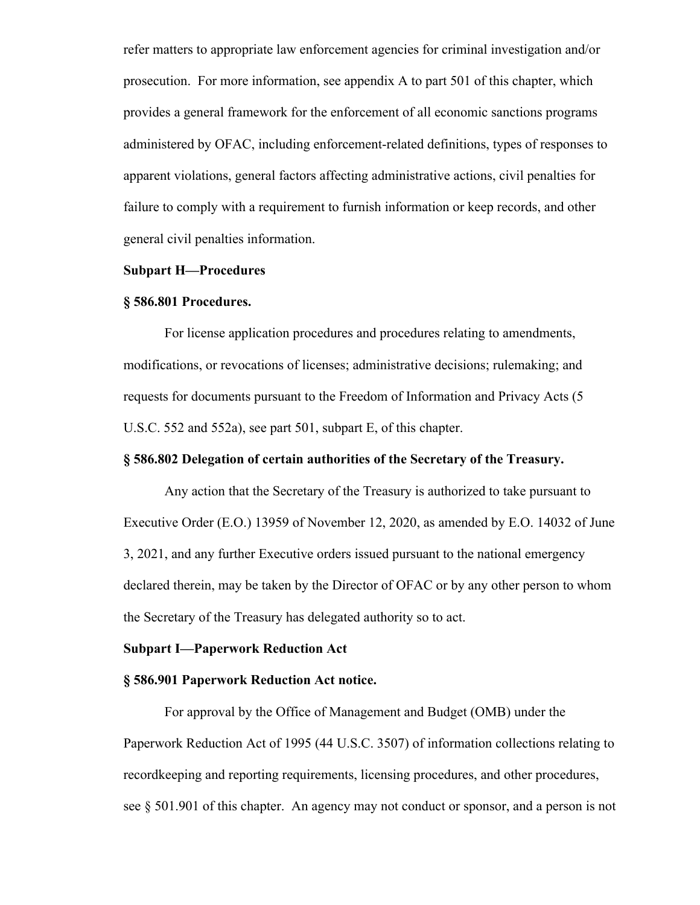refer matters to appropriate law enforcement agencies for criminal investigation and/or prosecution. For more information, see appendix A to part 501 of this chapter, which provides a general framework for the enforcement of all economic sanctions programs administered by OFAC, including enforcement-related definitions, types of responses to apparent violations, general factors affecting administrative actions, civil penalties for failure to comply with a requirement to furnish information or keep records, and other general civil penalties information.

## Subpart H—Procedures

### § 586.801 Procedures.

For license application procedures and procedures relating to amendments, modifications, or revocations of licenses; administrative decisions; rulemaking; and requests for documents pursuant to the Freedom of Information and Privacy Acts (5 U.S.C. 552 and 552a), see part 501, subpart E, of this chapter.

### § 586.802 Delegation of certain authorities of the Secretary of the Treasury.

Any action that the Secretary of the Treasury is authorized to take pursuant to Executive Order (E.O.) 13959 of November 12, 2020, as amended by E.O. 14032 of June 3, 2021, and any further Executive orders issued pursuant to the national emergency declared therein, may be taken by the Director of OFAC or by any other person to whom the Secretary of the Treasury has delegated authority so to act.

## Subpart I—Paperwork Reduction Act

### § 586.901 Paperwork Reduction Act notice.

For approval by the Office of Management and Budget (OMB) under the Paperwork Reduction Act of 1995 (44 U.S.C. 3507) of information collections relating to recordkeeping and reporting requirements, licensing procedures, and other procedures, see § 501.901 of this chapter. An agency may not conduct or sponsor, and a person is not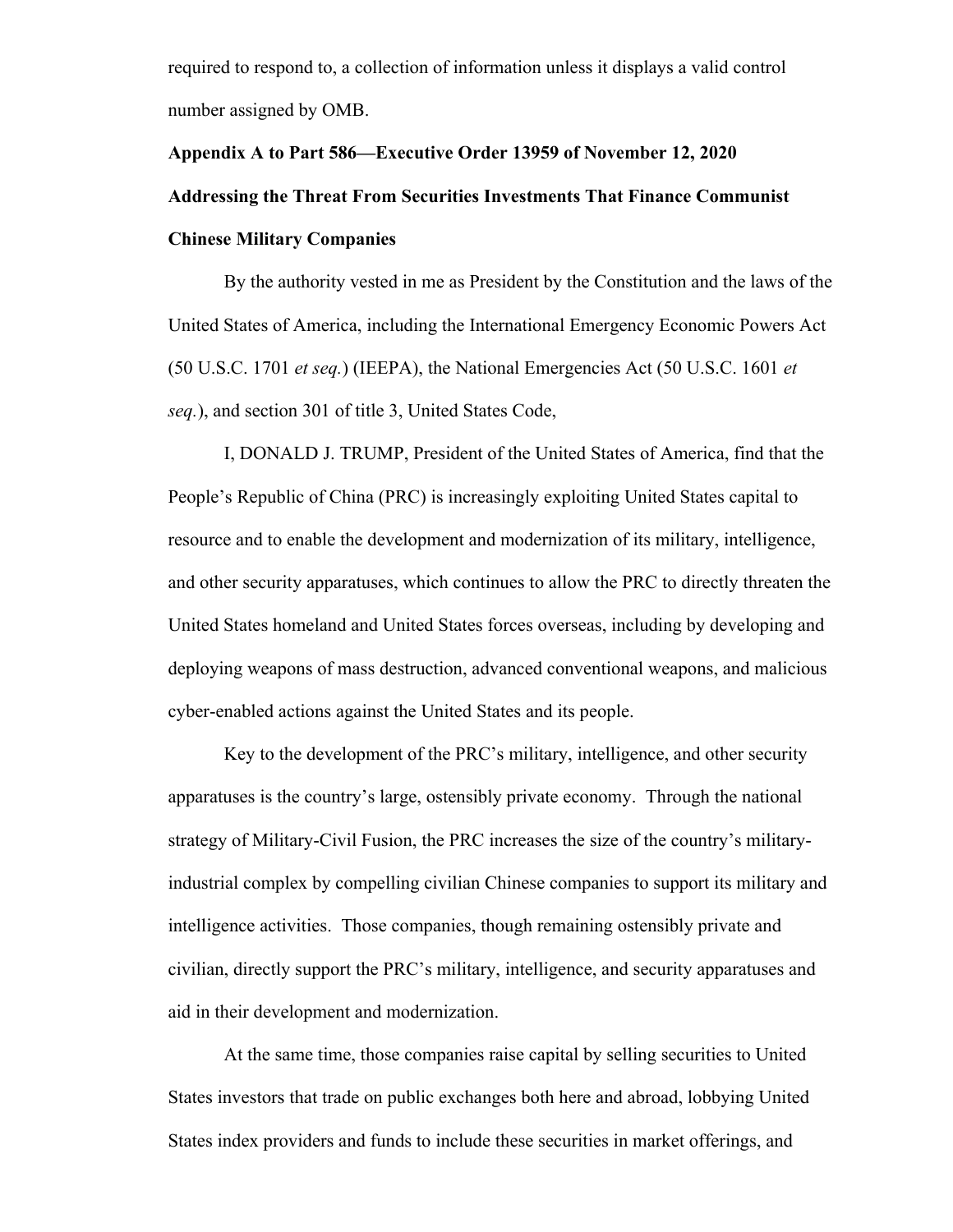required to respond to, a collection of information unless it displays a valid control number assigned by OMB.

**Appendix A to Part 586—Executive Order 13959 of November 12, 2020 Addressing the Threat From Securities Investments That Finance Communist Chinese Military Companies**

By the authority vested in me as President by the Constitution and the laws of the United States of America, including the International Emergency Economic Powers Act (50 U.S.C. 1701 *et seq.*) (IEEPA), the National Emergencies Act (50 U.S.C. 1601 *et seq.*), and section 301 of title 3, United States Code,

I, DONALD J. TRUMP, President of the United States of America, find that the People's Republic of China (PRC) is increasingly exploiting United States capital to resource and to enable the development and modernization of its military, intelligence, and other security apparatuses, which continues to allow the PRC to directly threaten the United States homeland and United States forces overseas, including by developing and deploying weapons of mass destruction, advanced conventional weapons, and malicious cyber-enabled actions against the United States and its people.

Key to the development of the PRC's military, intelligence, and other security apparatuses is the country's large, ostensibly private economy. Through the national strategy of Military-Civil Fusion, the PRC increases the size of the country's military-industrial complex by compelling civilian Chinese companies to support its military and intelligence activities. Those companies, though remaining ostensibly private and civilian, directly support the PRC's military, intelligence, and security apparatuses and aid in their development and modernization.

At the same time, those companies raise capital by selling securities to United States investors that trade on public exchanges both here and abroad, lobbying United States index providers and funds to include these securities in market offerings, and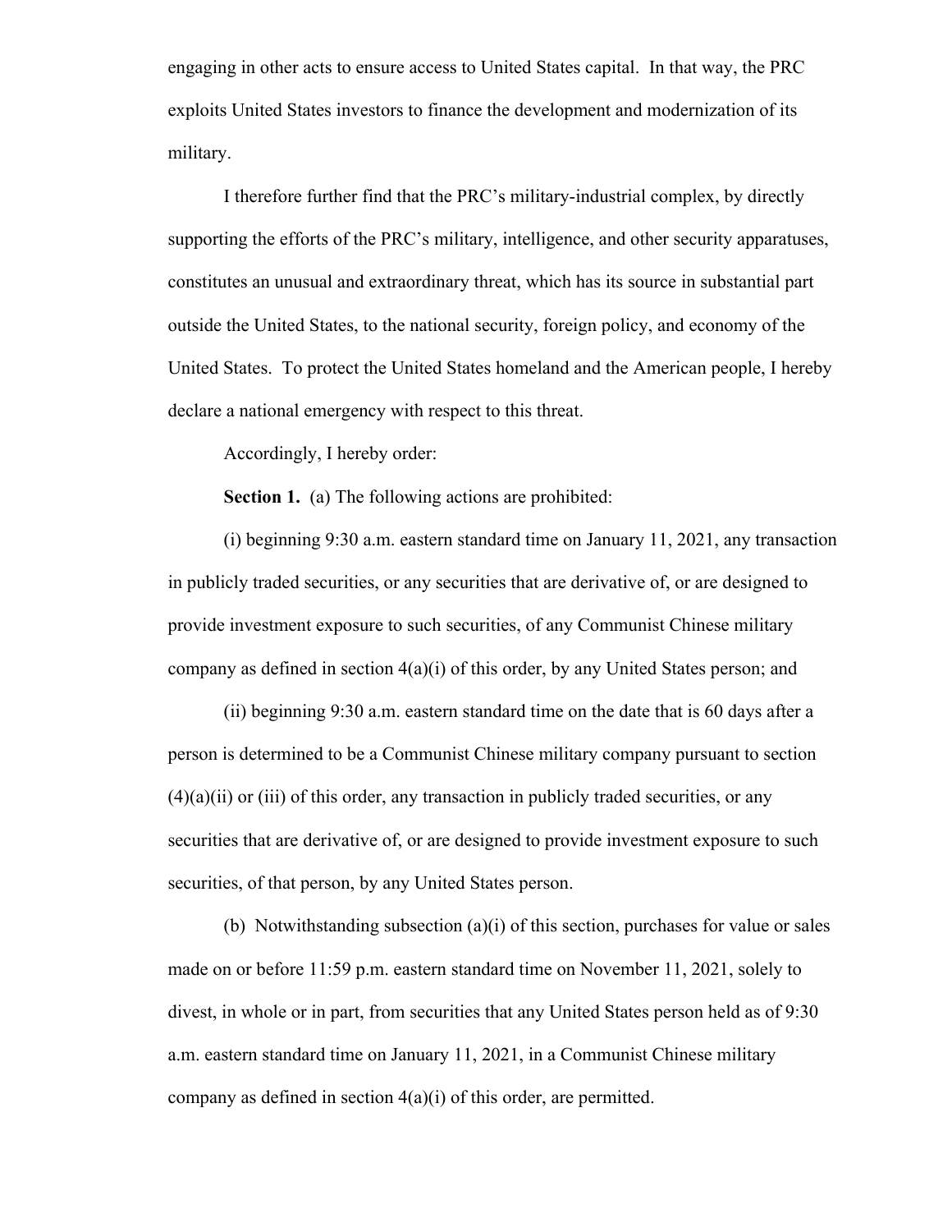engaging in other acts to ensure access to United States capital. In that way, the PRC exploits United States investors to finance the development and modernization of its military.

I therefore further find that the PRC's military-industrial complex, by directly supporting the efforts of the PRC's military, intelligence, and other security apparatuses, constitutes an unusual and extraordinary threat, which has its source in substantial part outside the United States, to the national security, foreign policy, and economy of the United States. To protect the United States homeland and the American people, I hereby declare a national emergency with respect to this threat.

Accordingly, I hereby order:

**Section 1.** (a) The following actions are prohibited:

(i) beginning 9:30 a.m. eastern standard time on January 11, 2021, any transaction in publicly traded securities, or any securities that are derivative of, or are designed to provide investment exposure to such securities, of any Communist Chinese military company as defined in section 4(a)(i) of this order, by any United States person; and

(ii) beginning 9:30 a.m. eastern standard time on the date that is 60 days after a person is determined to be a Communist Chinese military company pursuant to section (4)(a)(ii) or (iii) of this order, any transaction in publicly traded securities, or any securities that are derivative of, or are designed to provide investment exposure to such securities, of that person, by any United States person.

(b) Notwithstanding subsection (a)(i) of this section, purchases for value or sales made on or before 11:59 p.m. eastern standard time on November 11, 2021, solely to divest, in whole or in part, from securities that any United States person held as of 9:30 a.m. eastern standard time on January 11, 2021, in a Communist Chinese military company as defined in section 4(a)(i) of this order, are permitted.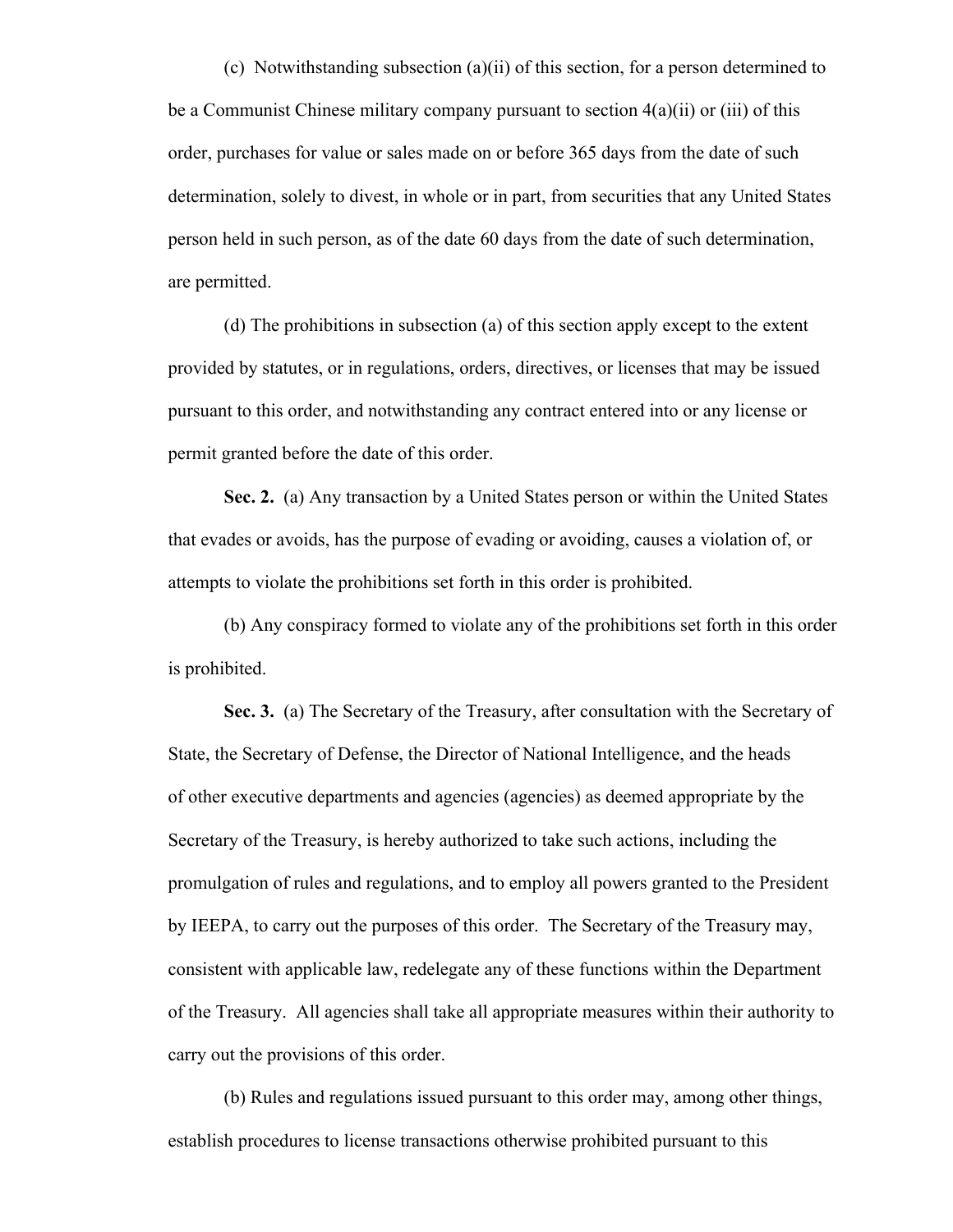(c) Notwithstanding subsection (a)(ii) of this section, for a person determined to be a Communist Chinese military company pursuant to section 4(a)(ii) or (iii) of this order, purchases for value or sales made on or before 365 days from the date of such determination, solely to divest, in whole or in part, from securities that any United States person held in such person, as of the date 60 days from the date of such determination, are permitted.

(d) The prohibitions in subsection (a) of this section apply except to the extent provided by statutes, or in regulations, orders, directives, or licenses that may be issued pursuant to this order, and notwithstanding any contract entered into or any license or permit granted before the date of this order.

**Sec. 2.** (a) Any transaction by a United States person or within the United States that evades or avoids, has the purpose of evading or avoiding, causes a violation of, or attempts to violate the prohibitions set forth in this order is prohibited.

(b) Any conspiracy formed to violate any of the prohibitions set forth in this order is prohibited.

**Sec. 3.** (a) The Secretary of the Treasury, after consultation with the Secretary of State, the Secretary of Defense, the Director of National Intelligence, and the heads of other executive departments and agencies (agencies) as deemed appropriate by the Secretary of the Treasury, is hereby authorized to take such actions, including the promulgation of rules and regulations, and to employ all powers granted to the President by IEEPA, to carry out the purposes of this order. The Secretary of the Treasury may, consistent with applicable law, redelegate any of these functions within the Department of the Treasury. All agencies shall take all appropriate measures within their authority to carry out the provisions of this order.

(b) Rules and regulations issued pursuant to this order may, among other things, establish procedures to license transactions otherwise prohibited pursuant to this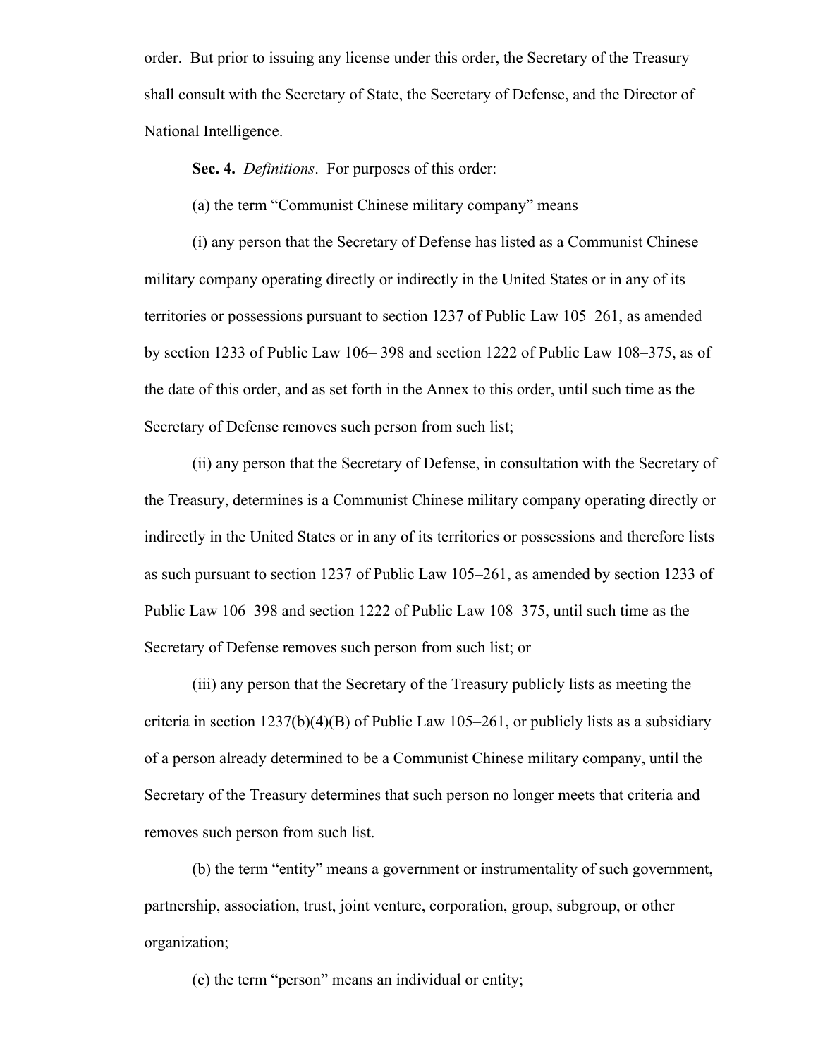order. But prior to issuing any license under this order, the Secretary of the Treasury shall consult with the Secretary of State, the Secretary of Defense, and the Director of National Intelligence.

**Sec. 4.** *Definitions*. For purposes of this order:

(a) the term "Communist Chinese military company" means

(i) any person that the Secretary of Defense has listed as a Communist Chinese military company operating directly or indirectly in the United States or in any of its territories or possessions pursuant to section 1237 of Public Law 105–261, as amended by section 1233 of Public Law 106– 398 and section 1222 of Public Law 108–375, as of the date of this order, and as set forth in the Annex to this order, until such time as the Secretary of Defense removes such person from such list;

(ii) any person that the Secretary of Defense, in consultation with the Secretary of the Treasury, determines is a Communist Chinese military company operating directly or indirectly in the United States or in any of its territories or possessions and therefore lists as such pursuant to section 1237 of Public Law 105–261, as amended by section 1233 of Public Law 106–398 and section 1222 of Public Law 108–375, until such time as the Secretary of Defense removes such person from such list; or

(iii) any person that the Secretary of the Treasury publicly lists as meeting the criteria in section 1237(b)(4)(B) of Public Law 105–261, or publicly lists as a subsidiary of a person already determined to be a Communist Chinese military company, until the Secretary of the Treasury determines that such person no longer meets that criteria and removes such person from such list.

(b) the term "entity" means a government or instrumentality of such government, partnership, association, trust, joint venture, corporation, group, subgroup, or other organization;

(c) the term "person" means an individual or entity;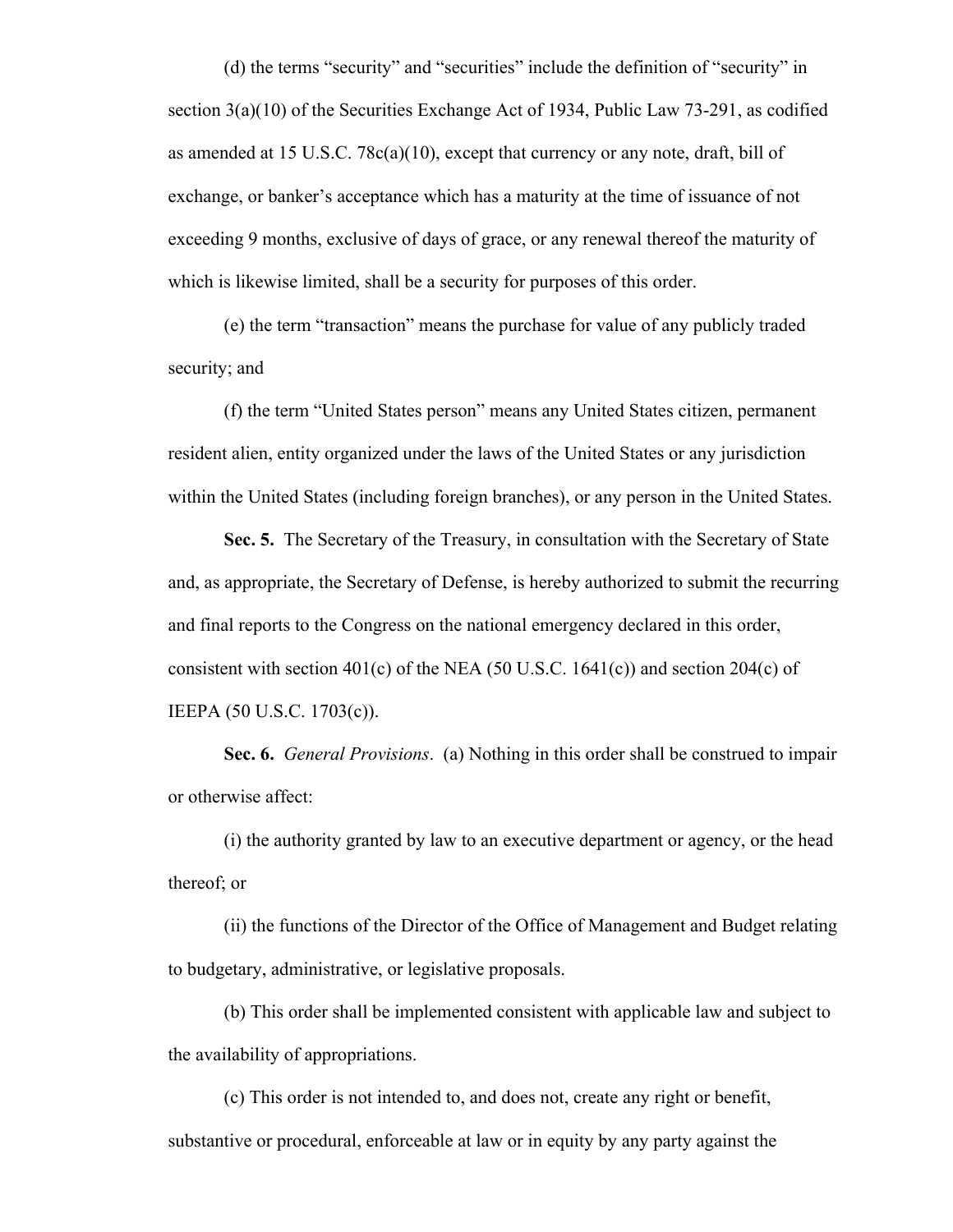(d) the terms "security" and "securities" include the definition of "security" in section 3(a)(10) of the Securities Exchange Act of 1934, Public Law 73-291, as codified as amended at 15 U.S.C. 78c(a)(10), except that currency or any note, draft, bill of exchange, or banker's acceptance which has a maturity at the time of issuance of not exceeding 9 months, exclusive of days of grace, or any renewal thereof the maturity of which is likewise limited, shall be a security for purposes of this order.

(e) the term "transaction" means the purchase for value of any publicly traded security; and

(f) the term "United States person" means any United States citizen, permanent resident alien, entity organized under the laws of the United States or any jurisdiction within the United States (including foreign branches), or any person in the United States.

**Sec. 5.** The Secretary of the Treasury, in consultation with the Secretary of State and, as appropriate, the Secretary of Defense, is hereby authorized to submit the recurring and final reports to the Congress on the national emergency declared in this order, consistent with section 401(c) of the NEA (50 U.S.C. 1641(c)) and section 204(c) of IEEPA (50 U.S.C. 1703(c)).

**Sec. 6.** *General Provisions*. (a) Nothing in this order shall be construed to impair or otherwise affect:

(i) the authority granted by law to an executive department or agency, or the head thereof; or

(ii) the functions of the Director of the Office of Management and Budget relating to budgetary, administrative, or legislative proposals.

(b) This order shall be implemented consistent with applicable law and subject to the availability of appropriations.

(c) This order is not intended to, and does not, create any right or benefit, substantive or procedural, enforceable at law or in equity by any party against the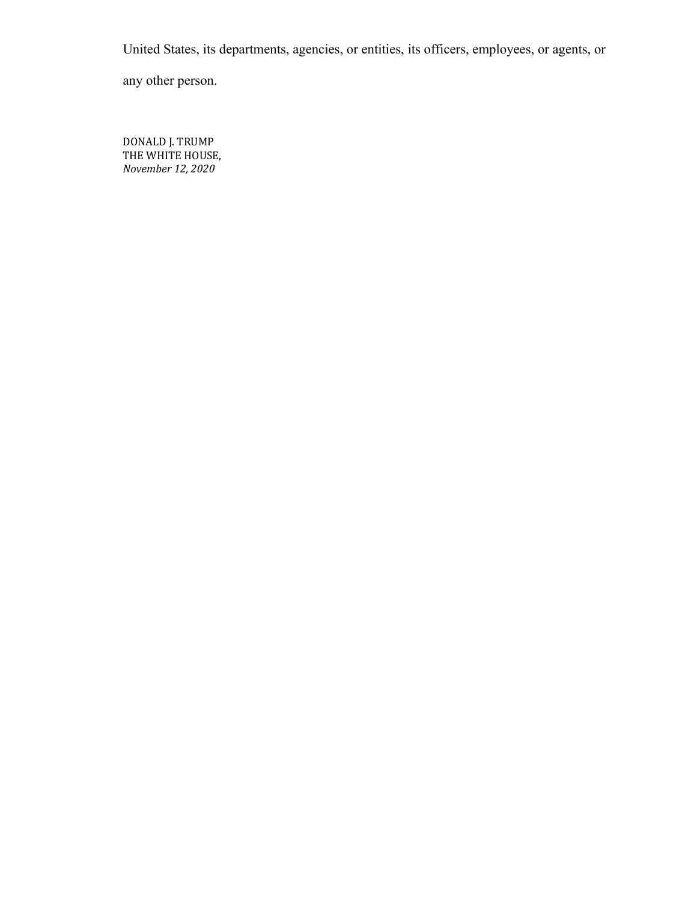United States, its departments, agencies, or entities, its officers, employees, or agents, or any other person.

DONALD J. TRUMP
THE WHITE HOUSE,
*November 12, 2020*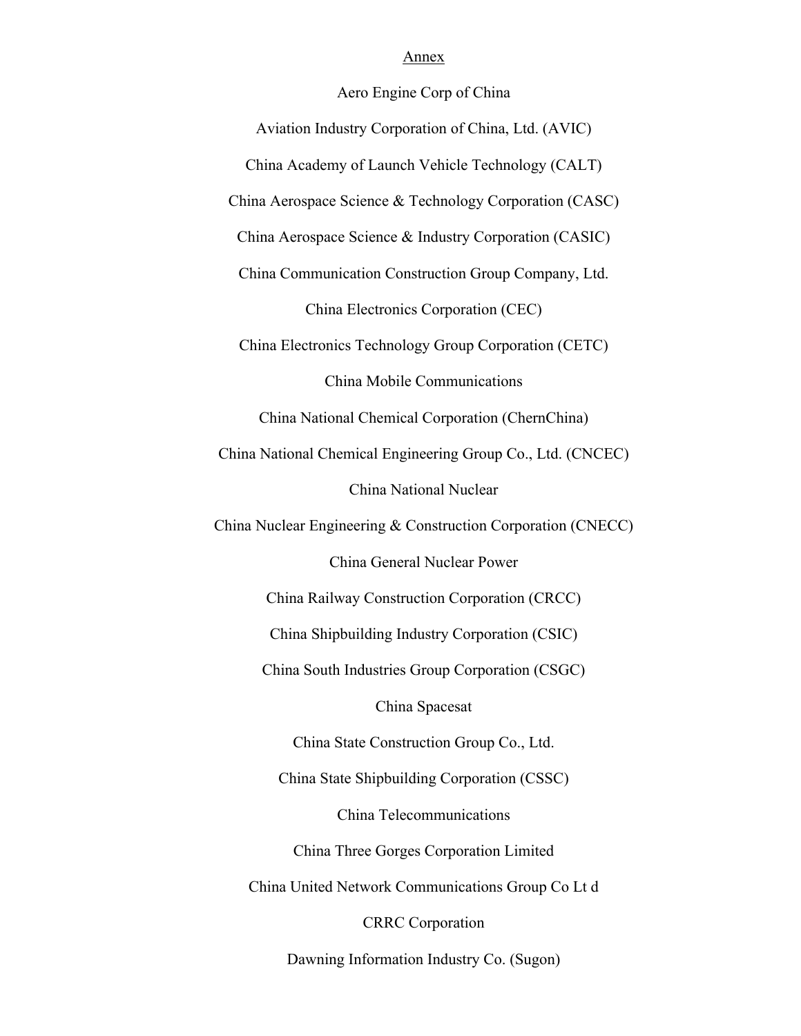Annex

Aero Engine Corp of China

Aviation Industry Corporation of China, Ltd. (AVIC)

China Academy of Launch Vehicle Technology (CALT)

China Aerospace Science & Technology Corporation (CASC)

China Aerospace Science & Industry Corporation (CASIC)

China Communication Construction Group Company, Ltd.

China Electronics Corporation (CEC)

China Electronics Technology Group Corporation (CETC)

China Mobile Communications

China National Chemical Corporation (ChernChina)

China National Chemical Engineering Group Co., Ltd. (CNCEC)

China National Nuclear

China Nuclear Engineering & Construction Corporation (CNECC)

China General Nuclear Power

China Railway Construction Corporation (CRCC)

China Shipbuilding Industry Corporation (CSIC)

China South Industries Group Corporation (CSGC)

China Spacesat

China State Construction Group Co., Ltd.

China State Shipbuilding Corporation (CSSC)

China Telecommunications

China Three Gorges Corporation Limited

China United Network Communications Group Co Lt d

CRRC Corporation

Dawning Information Industry Co. (Sugon)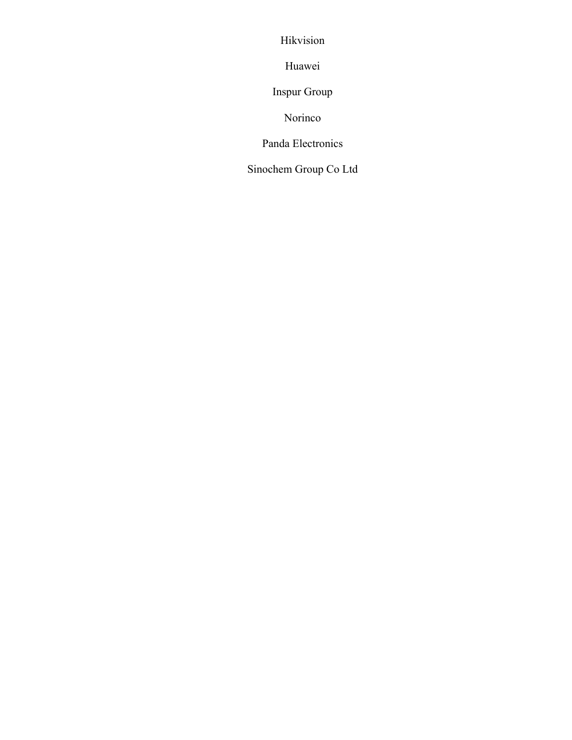Hikvision

Huawei

Inspur Group

Norinco

Panda Electronics

Sinochem Group Co Ltd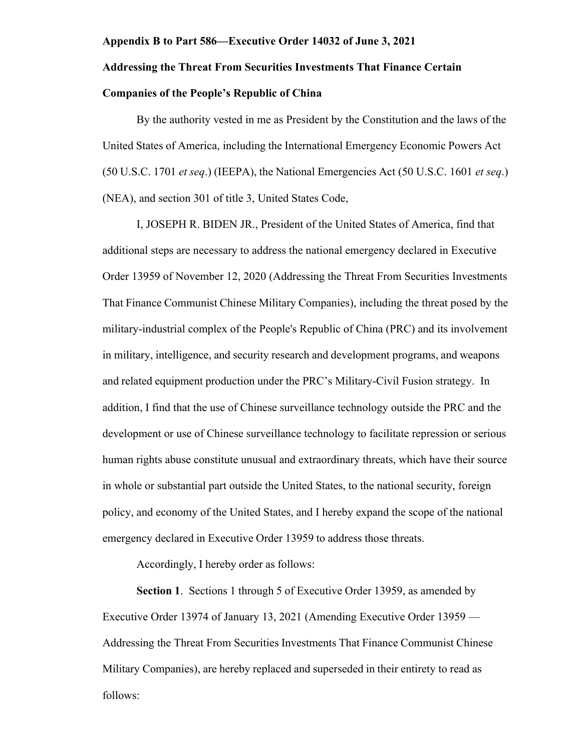**Appendix B to Part 586—Executive Order 14032 of June 3, 2021**

**Addressing the Threat From Securities Investments That Finance Certain Companies of the People's Republic of China**

By the authority vested in me as President by the Constitution and the laws of the United States of America, including the International Emergency Economic Powers Act (50 U.S.C. 1701 *et seq*.) (IEEPA), the National Emergencies Act (50 U.S.C. 1601 *et seq*.) (NEA), and section 301 of title 3, United States Code,

I, JOSEPH R. BIDEN JR., President of the United States of America, find that additional steps are necessary to address the national emergency declared in Executive Order 13959 of November 12, 2020 (Addressing the Threat From Securities Investments That Finance Communist Chinese Military Companies), including the threat posed by the military-industrial complex of the People's Republic of China (PRC) and its involvement in military, intelligence, and security research and development programs, and weapons and related equipment production under the PRC's Military-Civil Fusion strategy. In addition, I find that the use of Chinese surveillance technology outside the PRC and the development or use of Chinese surveillance technology to facilitate repression or serious human rights abuse constitute unusual and extraordinary threats, which have their source in whole or substantial part outside the United States, to the national security, foreign policy, and economy of the United States, and I hereby expand the scope of the national emergency declared in Executive Order 13959 to address those threats.

Accordingly, I hereby order as follows:

**Section 1**. Sections 1 through 5 of Executive Order 13959, as amended by Executive Order 13974 of January 13, 2021 (Amending Executive Order 13959 — Addressing the Threat From Securities Investments That Finance Communist Chinese Military Companies), are hereby replaced and superseded in their entirety to read as follows: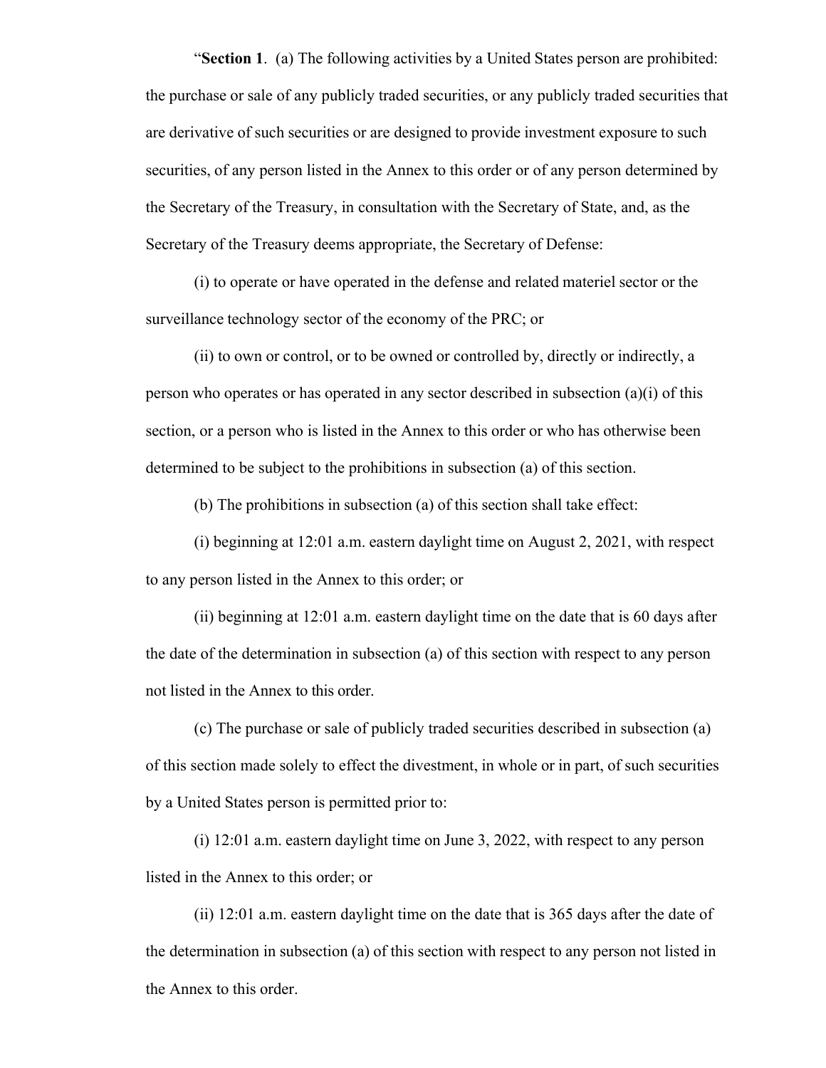“**Section 1**. (a) The following activities by a United States person are prohibited: the purchase or sale of any publicly traded securities, or any publicly traded securities that are derivative of such securities or are designed to provide investment exposure to such securities, of any person listed in the Annex to this order or of any person determined by the Secretary of the Treasury, in consultation with the Secretary of State, and, as the Secretary of the Treasury deems appropriate, the Secretary of Defense:

(i) to operate or have operated in the defense and related materiel sector or the surveillance technology sector of the economy of the PRC; or

(ii) to own or control, or to be owned or controlled by, directly or indirectly, a person who operates or has operated in any sector described in subsection (a)(i) of this section, or a person who is listed in the Annex to this order or who has otherwise been determined to be subject to the prohibitions in subsection (a) of this section.

(b) The prohibitions in subsection (a) of this section shall take effect:

(i) beginning at 12:01 a.m. eastern daylight time on August 2, 2021, with respect to any person listed in the Annex to this order; or

(ii) beginning at 12:01 a.m. eastern daylight time on the date that is 60 days after the date of the determination in subsection (a) of this section with respect to any person not listed in the Annex to this order.

(c) The purchase or sale of publicly traded securities described in subsection (a) of this section made solely to effect the divestment, in whole or in part, of such securities by a United States person is permitted prior to:

(i) 12:01 a.m. eastern daylight time on June 3, 2022, with respect to any person listed in the Annex to this order; or

(ii) 12:01 a.m. eastern daylight time on the date that is 365 days after the date of the determination in subsection (a) of this section with respect to any person not listed in the Annex to this order.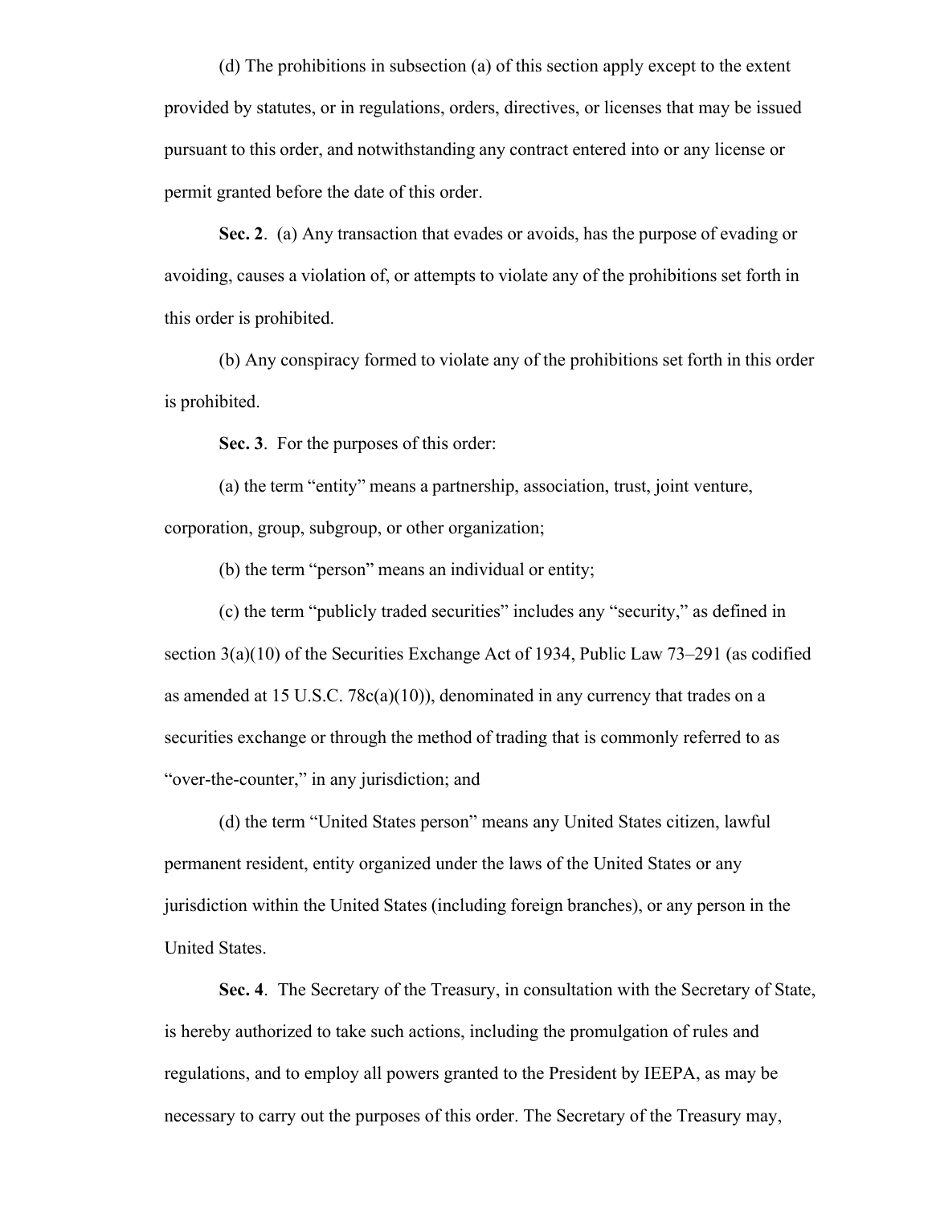(d) The prohibitions in subsection (a) of this section apply except to the extent provided by statutes, or in regulations, orders, directives, or licenses that may be issued pursuant to this order, and notwithstanding any contract entered into or any license or permit granted before the date of this order.

**Sec. 2**. (a) Any transaction that evades or avoids, has the purpose of evading or avoiding, causes a violation of, or attempts to violate any of the prohibitions set forth in this order is prohibited.

(b) Any conspiracy formed to violate any of the prohibitions set forth in this order is prohibited.

**Sec. 3**. For the purposes of this order:

(a) the term "entity" means a partnership, association, trust, joint venture, corporation, group, subgroup, or other organization;

(b) the term "person" means an individual or entity;

(c) the term "publicly traded securities" includes any "security," as defined in section 3(a)(10) of the Securities Exchange Act of 1934, Public Law 73–291 (as codified as amended at 15 U.S.C. 78c(a)(10)), denominated in any currency that trades on a securities exchange or through the method of trading that is commonly referred to as "over-the-counter," in any jurisdiction; and

(d) the term "United States person" means any United States citizen, lawful permanent resident, entity organized under the laws of the United States or any jurisdiction within the United States (including foreign branches), or any person in the United States.

**Sec. 4**. The Secretary of the Treasury, in consultation with the Secretary of State, is hereby authorized to take such actions, including the promulgation of rules and regulations, and to employ all powers granted to the President by IEEPA, as may be necessary to carry out the purposes of this order. The Secretary of the Treasury may,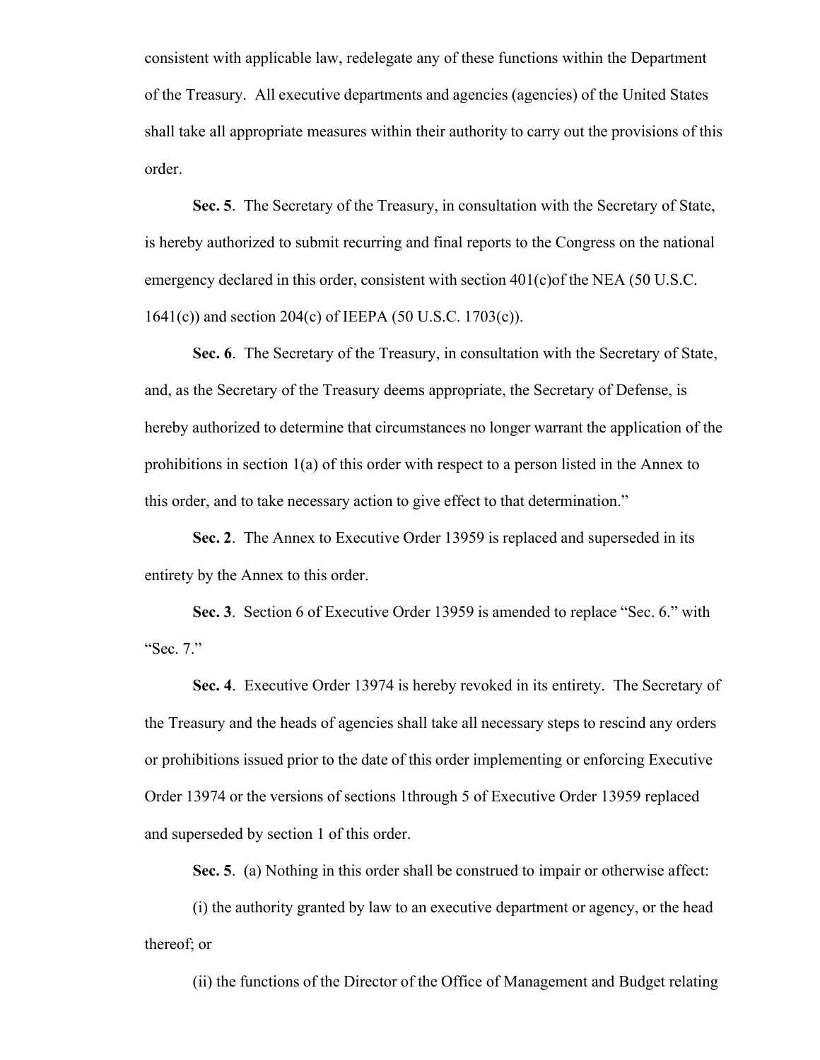consistent with applicable law, redelegate any of these functions within the Department of the Treasury. All executive departments and agencies (agencies) of the United States shall take all appropriate measures within their authority to carry out the provisions of this order.

**Sec. 5**. The Secretary of the Treasury, in consultation with the Secretary of State, is hereby authorized to submit recurring and final reports to the Congress on the national emergency declared in this order, consistent with section 401(c)of the NEA (50 U.S.C. 1641(c)) and section 204(c) of IEEPA (50 U.S.C. 1703(c)).

**Sec. 6**. The Secretary of the Treasury, in consultation with the Secretary of State, and, as the Secretary of the Treasury deems appropriate, the Secretary of Defense, is hereby authorized to determine that circumstances no longer warrant the application of the prohibitions in section 1(a) of this order with respect to a person listed in the Annex to this order, and to take necessary action to give effect to that determination."

**Sec. 2**. The Annex to Executive Order 13959 is replaced and superseded in its entirety by the Annex to this order.

**Sec. 3**. Section 6 of Executive Order 13959 is amended to replace "Sec. 6." with "Sec. 7."

**Sec. 4**. Executive Order 13974 is hereby revoked in its entirety. The Secretary of the Treasury and the heads of agencies shall take all necessary steps to rescind any orders or prohibitions issued prior to the date of this order implementing or enforcing Executive Order 13974 or the versions of sections 1through 5 of Executive Order 13959 replaced and superseded by section 1 of this order.

**Sec. 5**. (a) Nothing in this order shall be construed to impair or otherwise affect:

(i) the authority granted by law to an executive department or agency, or the head thereof; or

(ii) the functions of the Director of the Office of Management and Budget relating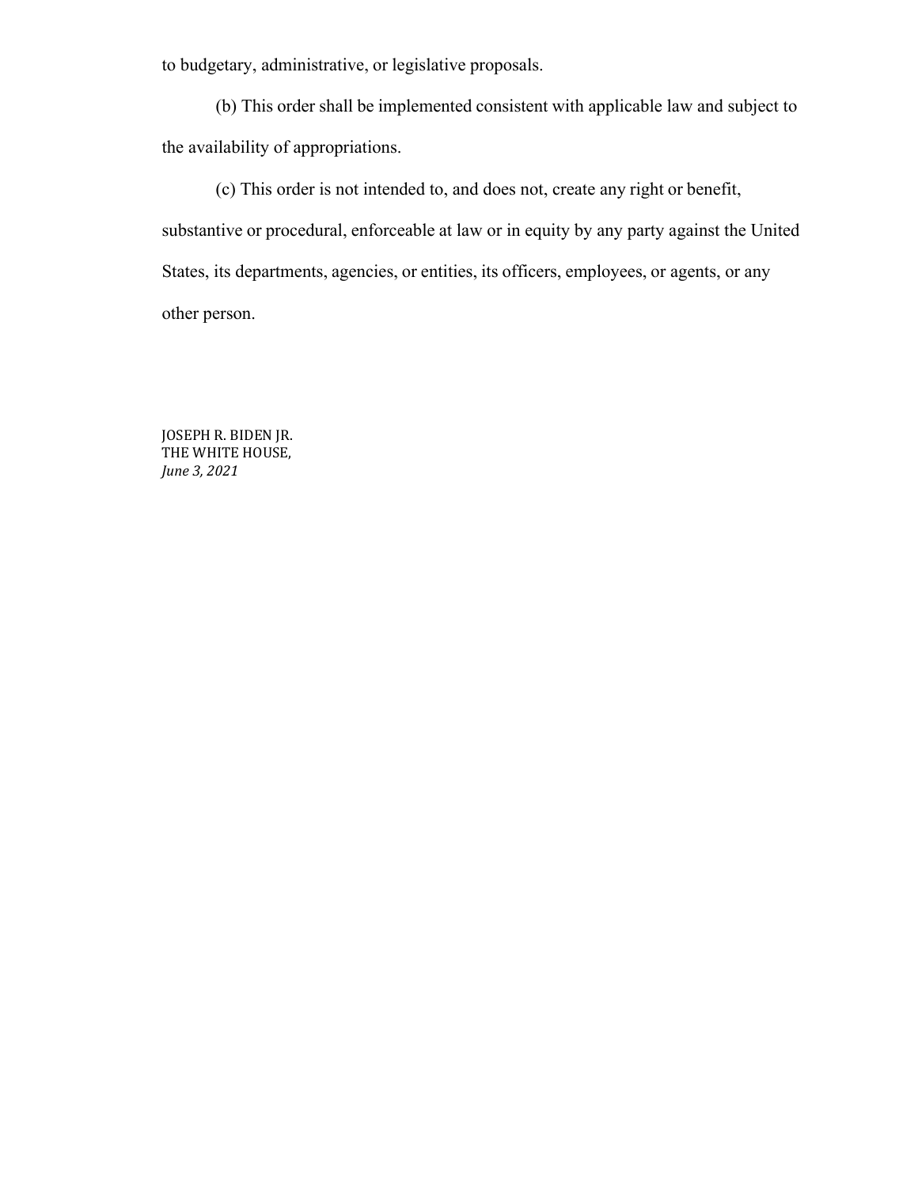to budgetary, administrative, or legislative proposals.

(b) This order shall be implemented consistent with applicable law and subject to the availability of appropriations.

(c) This order is not intended to, and does not, create any right or benefit, substantive or procedural, enforceable at law or in equity by any party against the United States, its departments, agencies, or entities, its officers, employees, or agents, or any other person.

JOSEPH R. BIDEN JR.
THE WHITE HOUSE,
*June 3, 2021*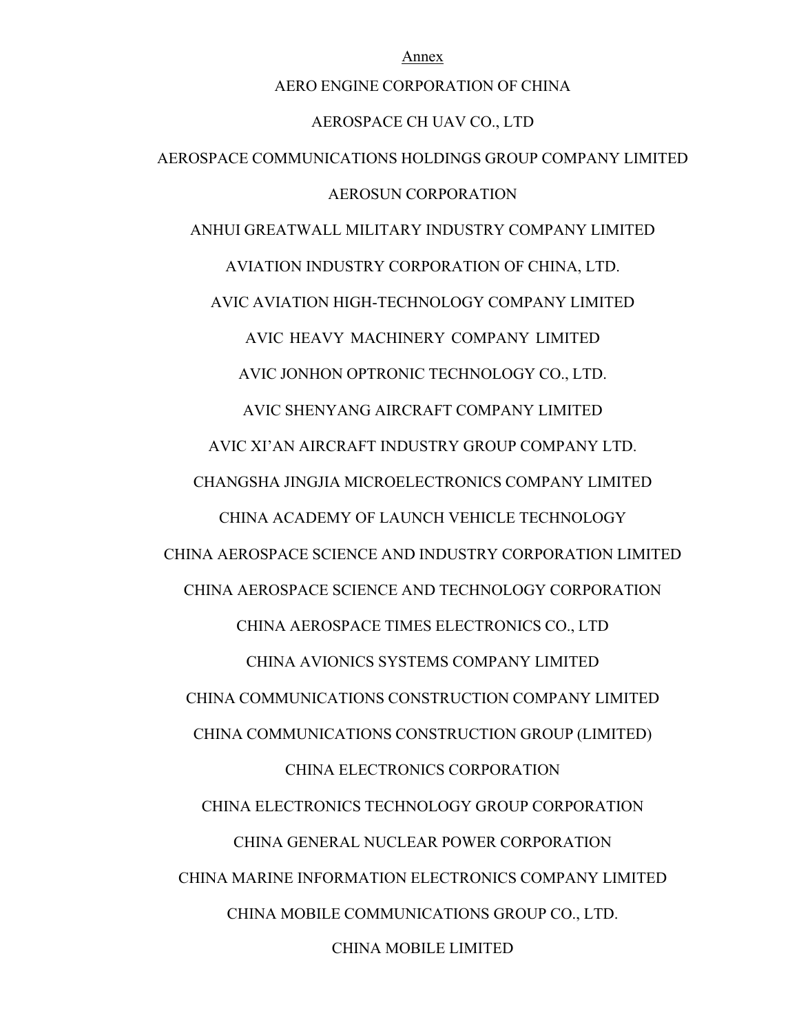Annex

AERO ENGINE CORPORATION OF CHINA

AEROSPACE CH UAV CO., LTD

AEROSPACE COMMUNICATIONS HOLDINGS GROUP COMPANY LIMITED

AEROSUN CORPORATION

ANHUI GREATWALL MILITARY INDUSTRY COMPANY LIMITED

AVIATION INDUSTRY CORPORATION OF CHINA, LTD.

AVIC AVIATION HIGH-TECHNOLOGY COMPANY LIMITED

AVIC HEAVY MACHINERY COMPANY LIMITED

AVIC JONHON OPTRONIC TECHNOLOGY CO., LTD.

AVIC SHENYANG AIRCRAFT COMPANY LIMITED

AVIC XI'AN AIRCRAFT INDUSTRY GROUP COMPANY LTD.

CHANGSHA JINGJIA MICROELECTRONICS COMPANY LIMITED

CHINA ACADEMY OF LAUNCH VEHICLE TECHNOLOGY

CHINA AEROSPACE SCIENCE AND INDUSTRY CORPORATION LIMITED

CHINA AEROSPACE SCIENCE AND TECHNOLOGY CORPORATION

CHINA AEROSPACE TIMES ELECTRONICS CO., LTD

CHINA AVIONICS SYSTEMS COMPANY LIMITED

CHINA COMMUNICATIONS CONSTRUCTION COMPANY LIMITED

CHINA COMMUNICATIONS CONSTRUCTION GROUP (LIMITED)

CHINA ELECTRONICS CORPORATION

CHINA ELECTRONICS TECHNOLOGY GROUP CORPORATION

CHINA GENERAL NUCLEAR POWER CORPORATION

CHINA MARINE INFORMATION ELECTRONICS COMPANY LIMITED

CHINA MOBILE COMMUNICATIONS GROUP CO., LTD.

CHINA MOBILE LIMITED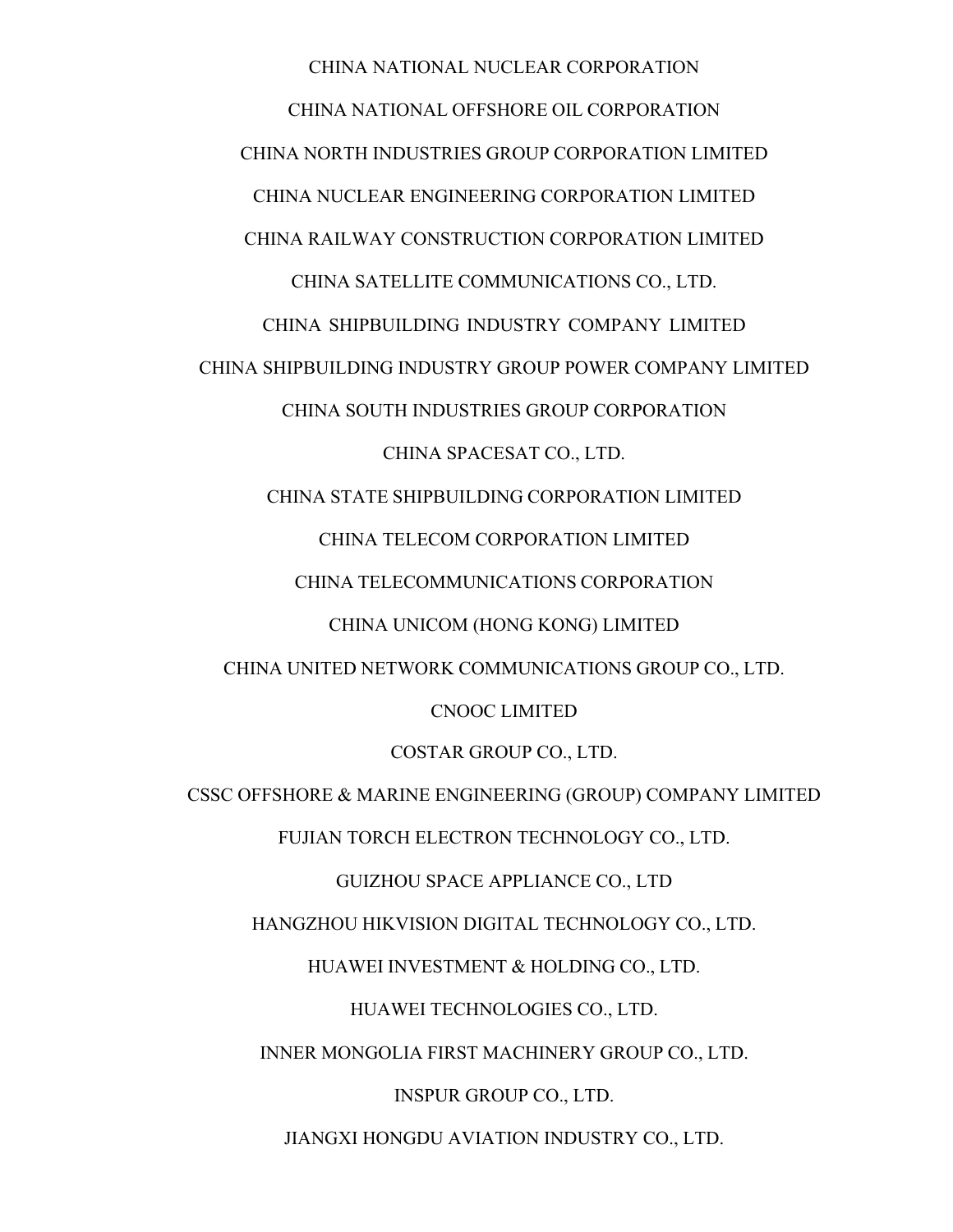CHINA NATIONAL NUCLEAR CORPORATION

CHINA NATIONAL OFFSHORE OIL CORPORATION

CHINA NORTH INDUSTRIES GROUP CORPORATION LIMITED

CHINA NUCLEAR ENGINEERING CORPORATION LIMITED

CHINA RAILWAY CONSTRUCTION CORPORATION LIMITED

CHINA SATELLITE COMMUNICATIONS CO., LTD.

CHINA SHIPBUILDING INDUSTRY COMPANY LIMITED

CHINA SHIPBUILDING INDUSTRY GROUP POWER COMPANY LIMITED

CHINA SOUTH INDUSTRIES GROUP CORPORATION

CHINA SPACESAT CO., LTD.

CHINA STATE SHIPBUILDING CORPORATION LIMITED

CHINA TELECOM CORPORATION LIMITED

CHINA TELECOMMUNICATIONS CORPORATION

CHINA UNICOM (HONG KONG) LIMITED

CHINA UNITED NETWORK COMMUNICATIONS GROUP CO., LTD.

CNOOC LIMITED

COSTAR GROUP CO., LTD.

CSSC OFFSHORE & MARINE ENGINEERING (GROUP) COMPANY LIMITED

FUJIAN TORCH ELECTRON TECHNOLOGY CO., LTD.

GUIZHOU SPACE APPLIANCE CO., LTD

HANGZHOU HIKVISION DIGITAL TECHNOLOGY CO., LTD.

HUAWEI INVESTMENT & HOLDING CO., LTD.

HUAWEI TECHNOLOGIES CO., LTD.

INNER MONGOLIA FIRST MACHINERY GROUP CO., LTD.

INSPUR GROUP CO., LTD.

JIANGXI HONGDU AVIATION INDUSTRY CO., LTD.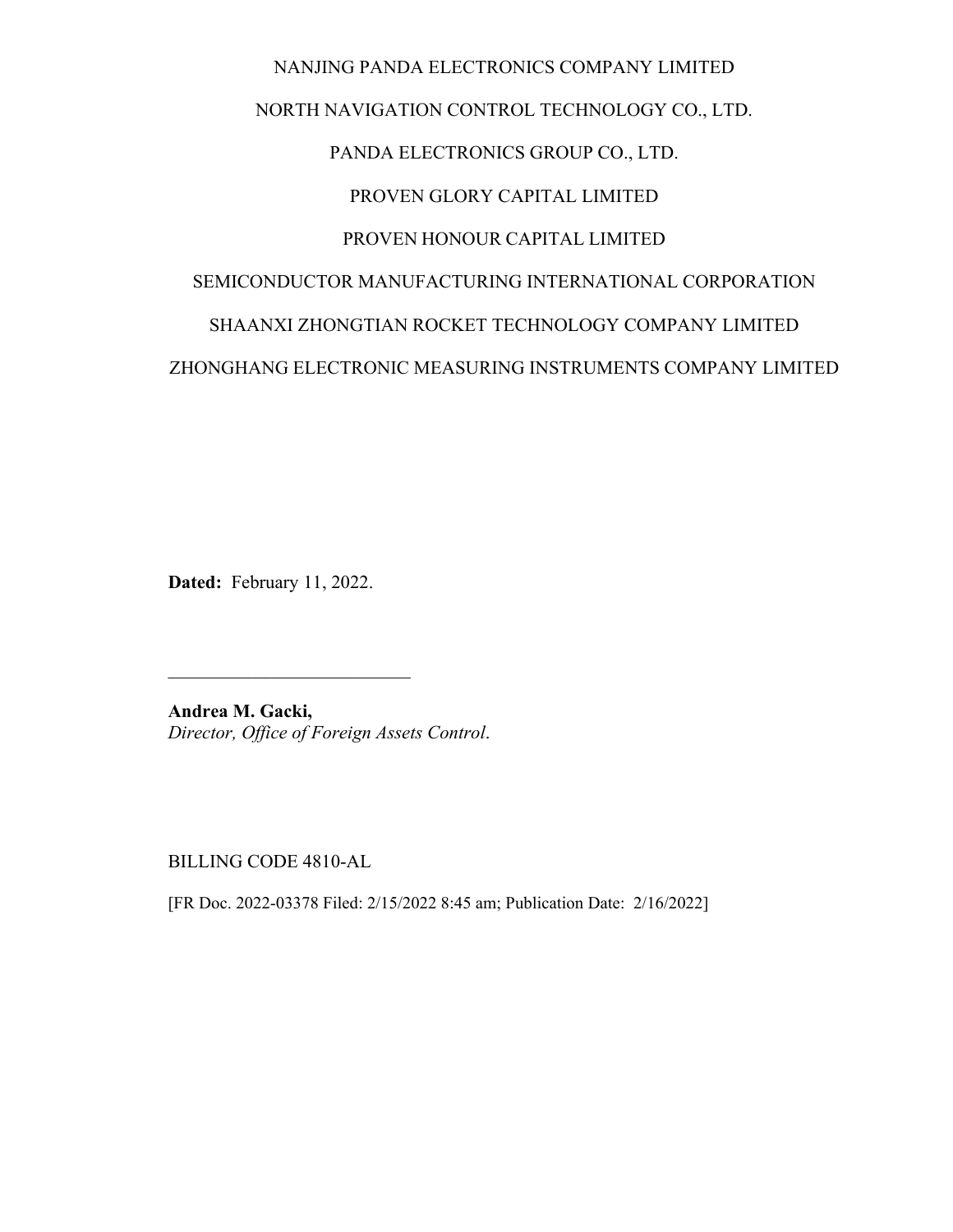NANJING PANDA ELECTRONICS COMPANY LIMITED

NORTH NAVIGATION CONTROL TECHNOLOGY CO., LTD.

PANDA ELECTRONICS GROUP CO., LTD.

PROVEN GLORY CAPITAL LIMITED

PROVEN HONOUR CAPITAL LIMITED

SEMICONDUCTOR MANUFACTURING INTERNATIONAL CORPORATION

SHAANXI ZHONGTIAN ROCKET TECHNOLOGY COMPANY LIMITED

ZHONGHANG ELECTRONIC MEASURING INSTRUMENTS COMPANY LIMITED

**Dated:** February 11, 2022.

\_\_\_\_\_\_\_\_\_\_\_\_\_\_\_\_\_\_\_\_\_\_\_\_\_\_

**Andrea M. Gacki,**
*Director, Office of Foreign Assets Control*.

BILLING CODE 4810-AL

[FR Doc. 2022-03378 Filed: 2/15/2022 8:45 am; Publication Date: 2/16/2022]